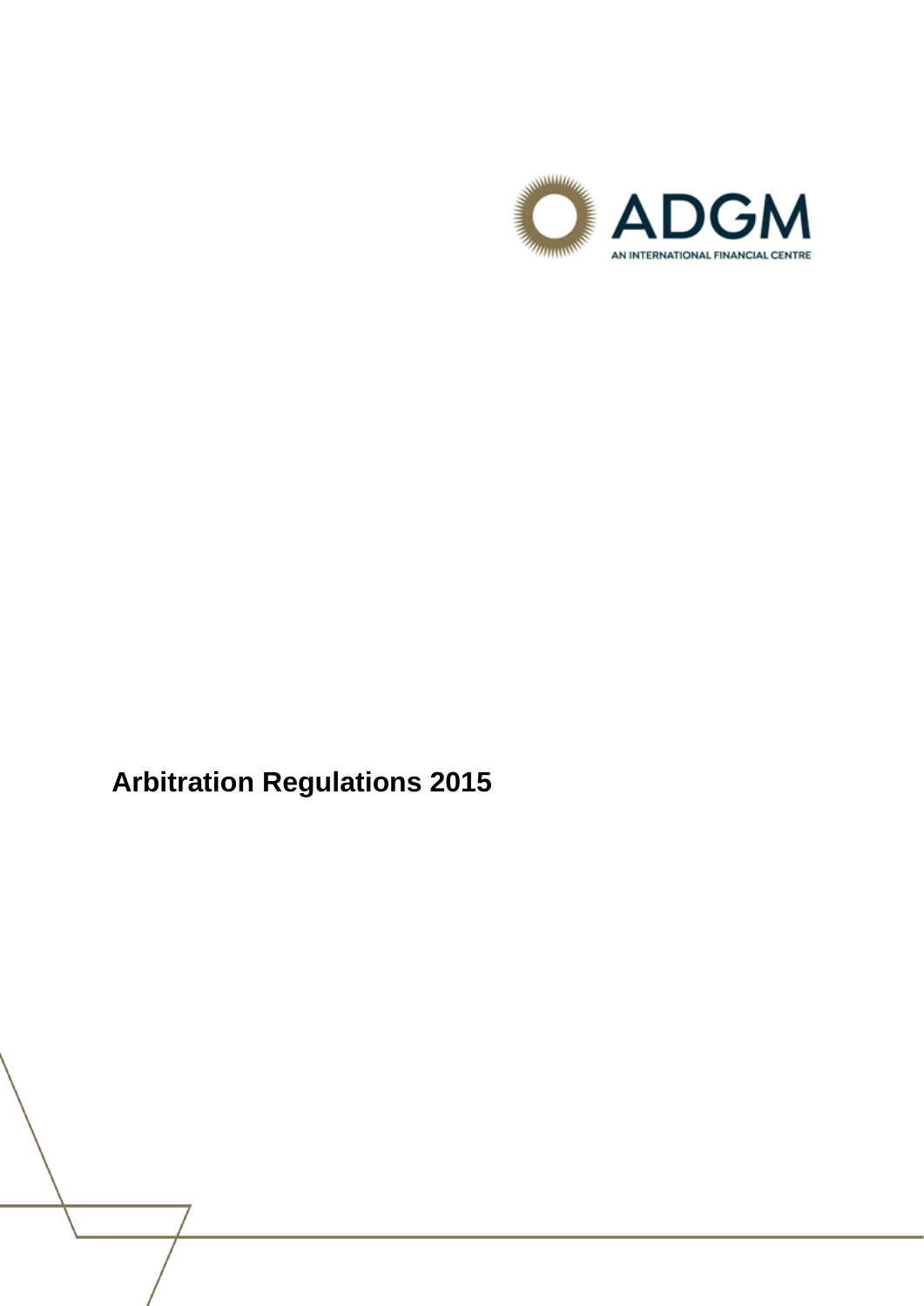ADGM

AN INTERNATIONAL FINANCIAL CENTRE

# Arbitration Regulations 2015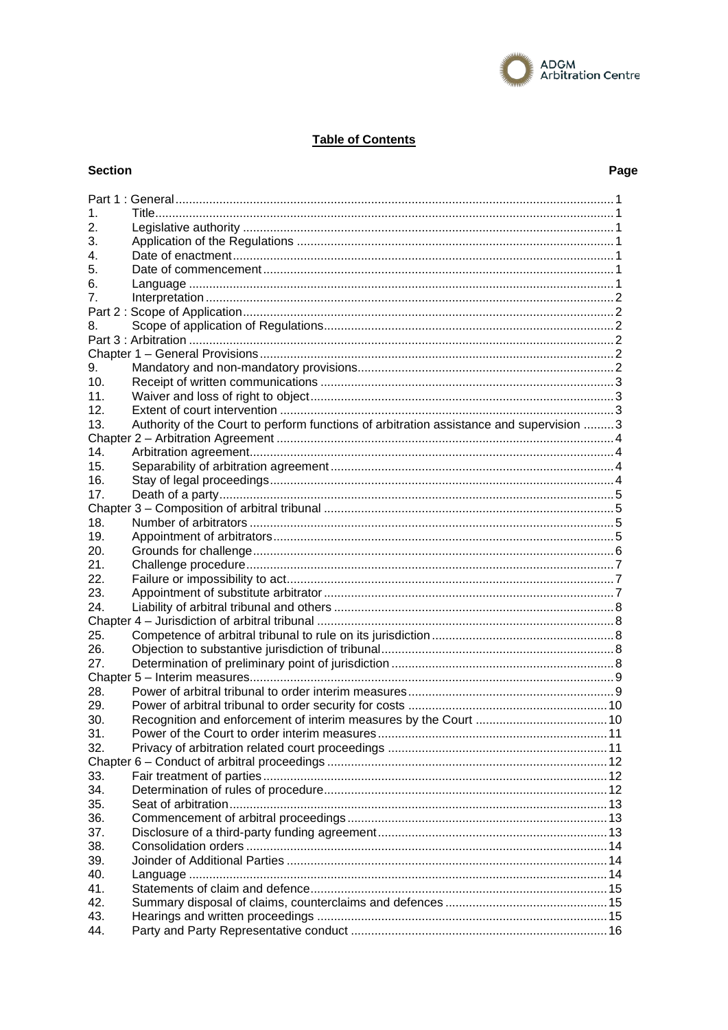## Table of Contents

| Section | | Page |
|---|---|---|
| Part 1 : General | | 1 |
| 1. | Title | 1 |
| 2. | Legislative authority | 1 |
| 3. | Application of the Regulations | 1 |
| 4. | Date of enactment | 1 |
| 5. | Date of commencement | 1 |
| 6. | Language | 1 |
| 7. | Interpretation | 2 |
| Part 2 : Scope of Application | | 2 |
| 8. | Scope of application of Regulations | 2 |
| Part 3 : Arbitration | | 2 |
| Chapter 1 – General Provisions | | 2 |
| 9. | Mandatory and non-mandatory provisions | 2 |
| 10. | Receipt of written communications | 3 |
| 11. | Waiver and loss of right to object | 3 |
| 12. | Extent of court intervention | 3 |
| 13. | Authority of the Court to perform functions of arbitration assistance and supervision | 3 |
| Chapter 2 – Arbitration Agreement | | 4 |
| 14. | Arbitration agreement | 4 |
| 15. | Separability of arbitration agreement | 4 |
| 16. | Stay of legal proceedings | 4 |
| 17. | Death of a party | 5 |
| Chapter 3 – Composition of arbitral tribunal | | 5 |
| 18. | Number of arbitrators | 5 |
| 19. | Appointment of arbitrators | 5 |
| 20. | Grounds for challenge | 6 |
| 21. | Challenge procedure | 7 |
| 22. | Failure or impossibility to act | 7 |
| 23. | Appointment of substitute arbitrator | 7 |
| 24. | Liability of arbitral tribunal and others | 8 |
| Chapter 4 – Jurisdiction of arbitral tribunal | | 8 |
| 25. | Competence of arbitral tribunal to rule on its jurisdiction | 8 |
| 26. | Objection to substantive jurisdiction of tribunal | 8 |
| 27. | Determination of preliminary point of jurisdiction | 8 |
| Chapter 5 – Interim measures | | 9 |
| 28. | Power of arbitral tribunal to order interim measures | 9 |
| 29. | Power of arbitral tribunal to order security for costs | 10 |
| 30. | Recognition and enforcement of interim measures by the Court | 10 |
| 31. | Power of the Court to order interim measures | 11 |
| 32. | Privacy of arbitration related court proceedings | 11 |
| Chapter 6 – Conduct of arbitral proceedings | | 12 |
| 33. | Fair treatment of parties | 12 |
| 34. | Determination of rules of procedure | 12 |
| 35. | Seat of arbitration | 13 |
| 36. | Commencement of arbitral proceedings | 13 |
| 37. | Disclosure of a third-party funding agreement | 13 |
| 38. | Consolidation orders | 14 |
| 39. | Joinder of Additional Parties | 14 |
| 40. | Language | 14 |
| 41. | Statements of claim and defence | 15 |
| 42. | Summary disposal of claims, counterclaims and defences | 15 |
| 43. | Hearings and written proceedings | 15 |
| 44. | Party and Party Representative conduct | 16 |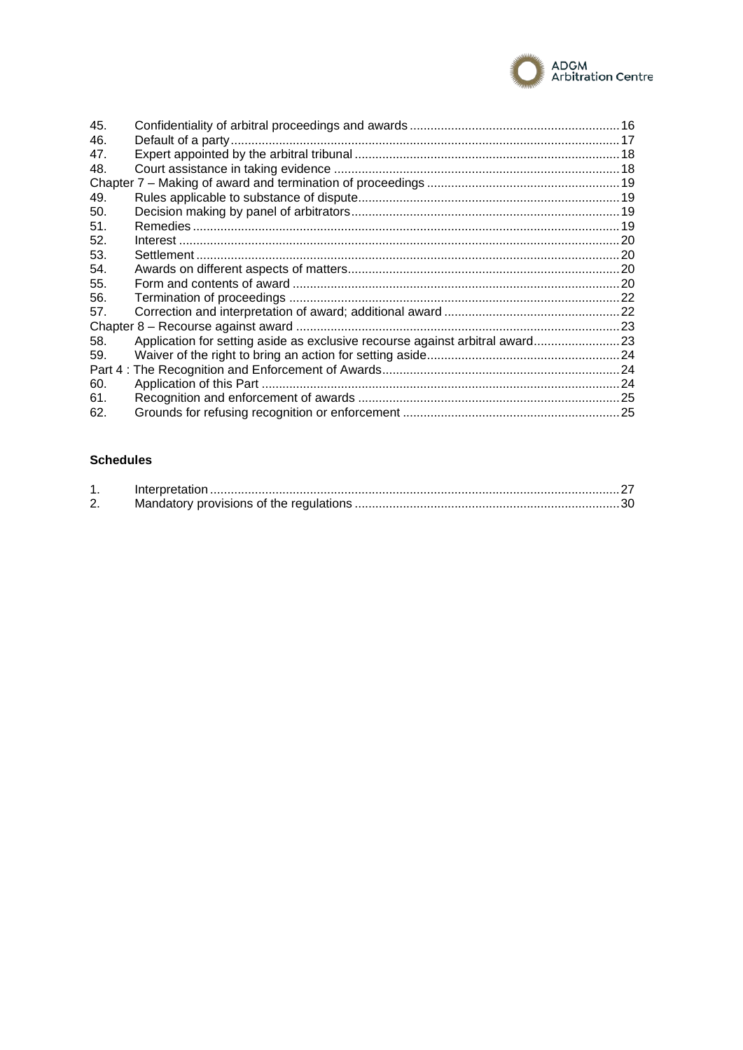| | | |
|---|---|---|
| 45. | Confidentiality of arbitral proceedings and awards | 16 |
| 46. | Default of a party | 17 |
| 47. | Expert appointed by the arbitral tribunal | 18 |
| 48. | Court assistance in taking evidence | 18 |
| Chapter 7 – Making of award and termination of proceedings | | 19 |
| 49. | Rules applicable to substance of dispute | 19 |
| 50. | Decision making by panel of arbitrators | 19 |
| 51. | Remedies | 19 |
| 52. | Interest | 20 |
| 53. | Settlement | 20 |
| 54. | Awards on different aspects of matters | 20 |
| 55. | Form and contents of award | 20 |
| 56. | Termination of proceedings | 22 |
| 57. | Correction and interpretation of award; additional award | 22 |
| Chapter 8 – Recourse against award | | 23 |
| 58. | Application for setting aside as exclusive recourse against arbitral award | 23 |
| 59. | Waiver of the right to bring an action for setting aside | 24 |
| Part 4 : The Recognition and Enforcement of Awards | | 24 |
| 60. | Application of this Part | 24 |
| 61. | Recognition and enforcement of awards | 25 |
| 62. | Grounds for refusing recognition or enforcement | 25 |

**Schedules**

| | | |
|---|---|---|
| 1. | Interpretation | 27 |
| 2. | Mandatory provisions of the regulations | 30 |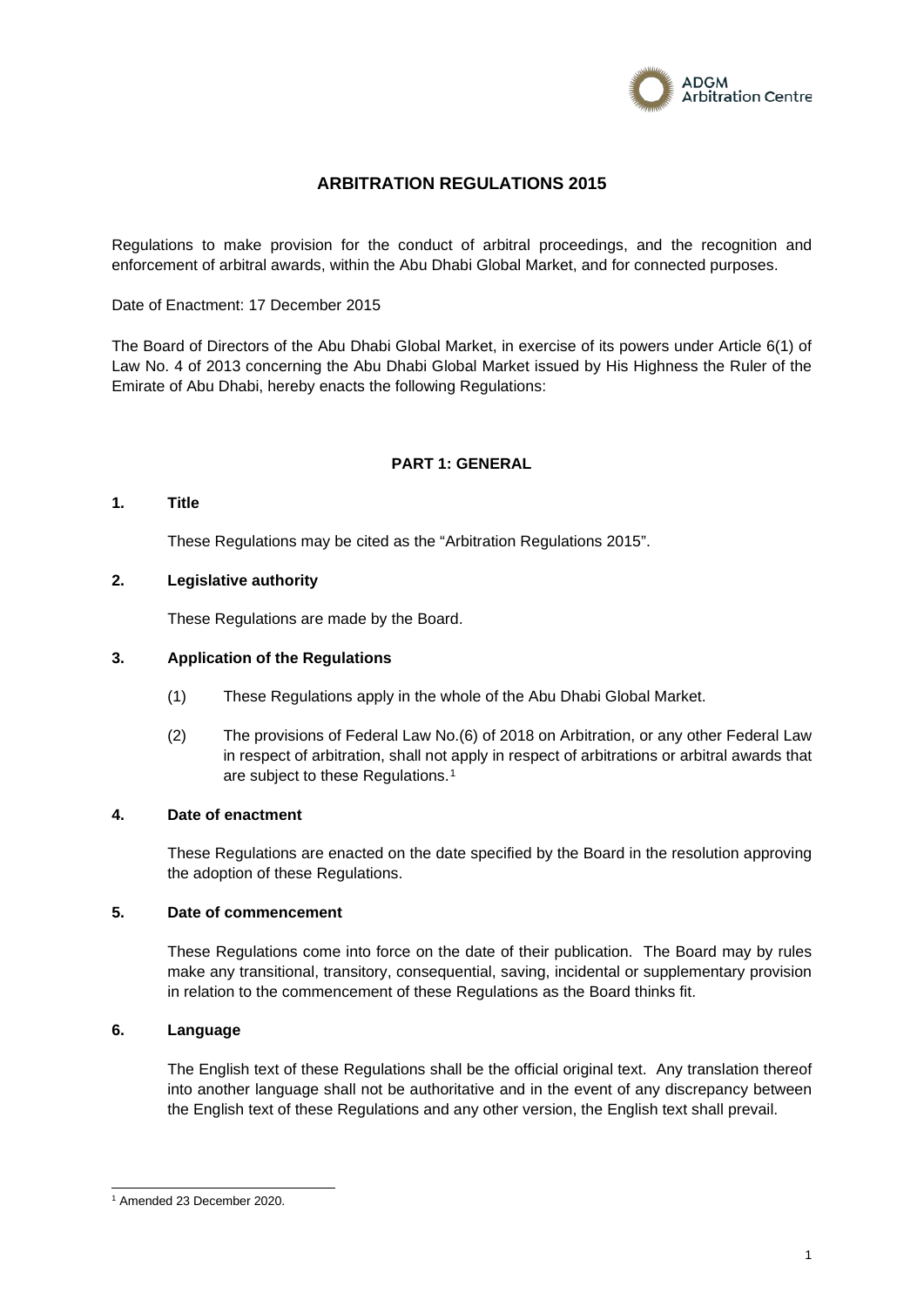# ARBITRATION REGULATIONS 2015

Regulations to make provision for the conduct of arbitral proceedings, and the recognition and enforcement of arbitral awards, within the Abu Dhabi Global Market, and for connected purposes.

Date of Enactment: 17 December 2015

The Board of Directors of the Abu Dhabi Global Market, in exercise of its powers under Article 6(1) of Law No. 4 of 2013 concerning the Abu Dhabi Global Market issued by His Highness the Ruler of the Emirate of Abu Dhabi, hereby enacts the following Regulations:

## PART 1: GENERAL

### 1. Title

These Regulations may be cited as the "Arbitration Regulations 2015".

### 2. Legislative authority

These Regulations are made by the Board.

### 3. Application of the Regulations

(1) These Regulations apply in the whole of the Abu Dhabi Global Market.

(2) The provisions of Federal Law No.(6) of 2018 on Arbitration, or any other Federal Law in respect of arbitration, shall not apply in respect of arbitrations or arbitral awards that are subject to these Regulations.[1]

### 4. Date of enactment

These Regulations are enacted on the date specified by the Board in the resolution approving the adoption of these Regulations.

### 5. Date of commencement

These Regulations come into force on the date of their publication. The Board may by rules make any transitional, transitory, consequential, saving, incidental or supplementary provision in relation to the commencement of these Regulations as the Board thinks fit.

### 6. Language

The English text of these Regulations shall be the official original text. Any translation thereof into another language shall not be authoritative and in the event of any discrepancy between the English text of these Regulations and any other version, the English text shall prevail.

---

[1] Amended 23 December 2020.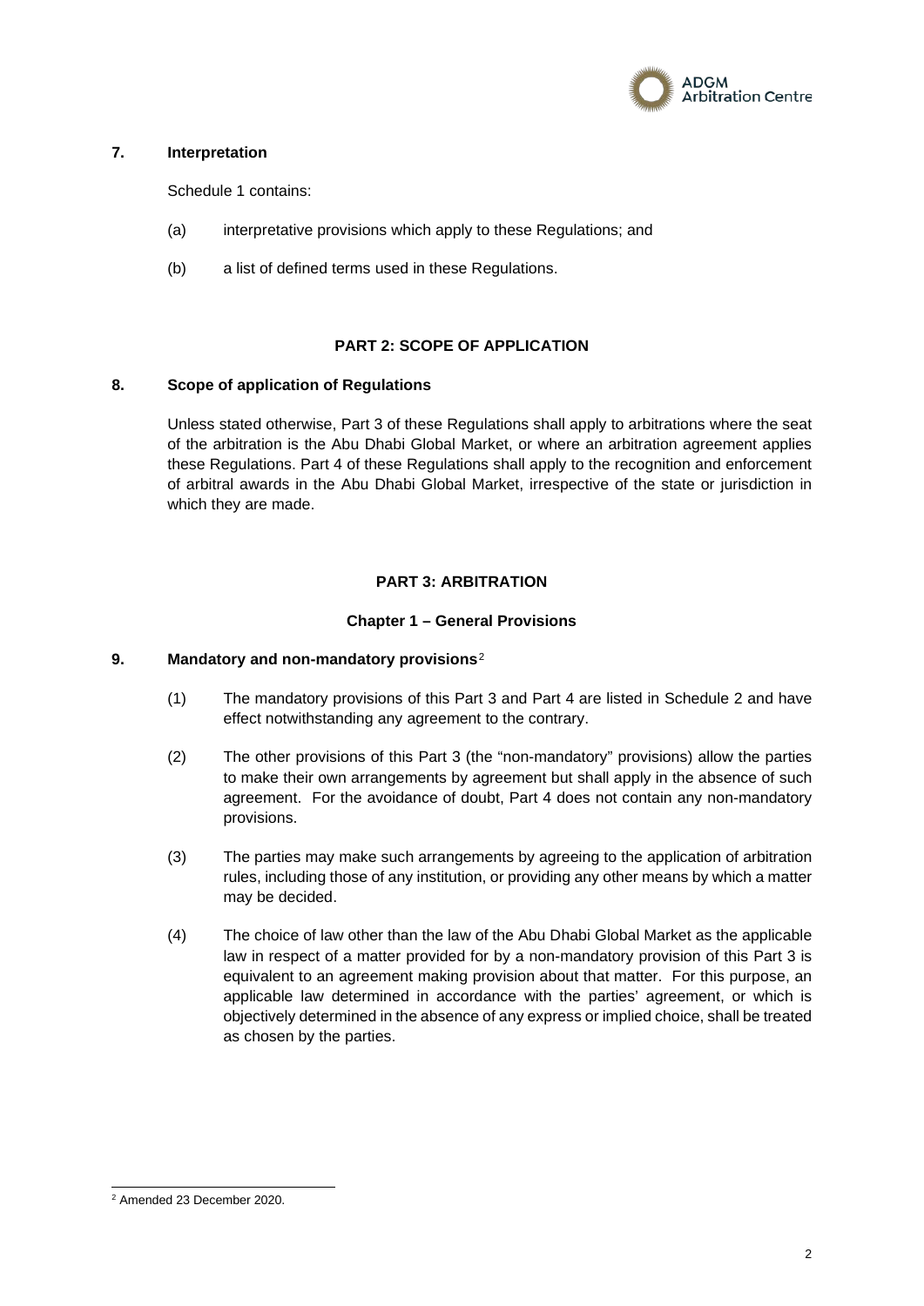### 7. Interpretation

Schedule 1 contains:

(a) interpretative provisions which apply to these Regulations; and

(b) a list of defined terms used in these Regulations.

## PART 2: SCOPE OF APPLICATION

### 8. Scope of application of Regulations

Unless stated otherwise, Part 3 of these Regulations shall apply to arbitrations where the seat of the arbitration is the Abu Dhabi Global Market, or where an arbitration agreement applies these Regulations. Part 4 of these Regulations shall apply to the recognition and enforcement of arbitral awards in the Abu Dhabi Global Market, irrespective of the state or jurisdiction in which they are made.

## PART 3: ARBITRATION

### Chapter 1 – General Provisions

### 9. Mandatory and non-mandatory provisions[2]

(1) The mandatory provisions of this Part 3 and Part 4 are listed in Schedule 2 and have effect notwithstanding any agreement to the contrary.

(2) The other provisions of this Part 3 (the "non-mandatory" provisions) allow the parties to make their own arrangements by agreement but shall apply in the absence of such agreement. For the avoidance of doubt, Part 4 does not contain any non-mandatory provisions.

(3) The parties may make such arrangements by agreeing to the application of arbitration rules, including those of any institution, or providing any other means by which a matter may be decided.

(4) The choice of law other than the law of the Abu Dhabi Global Market as the applicable law in respect of a matter provided for by a non-mandatory provision of this Part 3 is equivalent to an agreement making provision about that matter. For this purpose, an applicable law determined in accordance with the parties' agreement, or which is objectively determined in the absence of any express or implied choice, shall be treated as chosen by the parties.

---

[2] Amended 23 December 2020.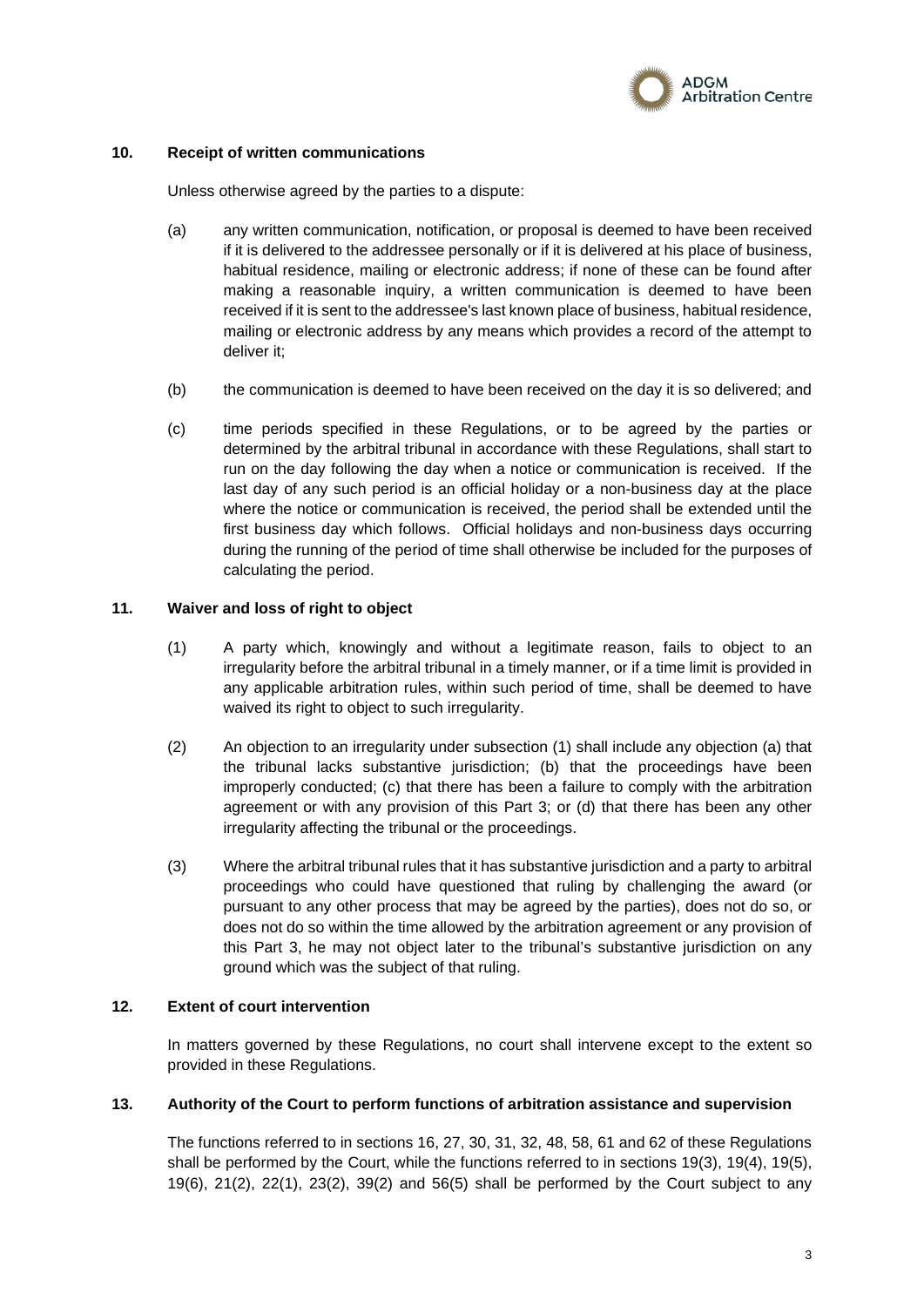## 10. Receipt of written communications

Unless otherwise agreed by the parties to a dispute:

(a) any written communication, notification, or proposal is deemed to have been received if it is delivered to the addressee personally or if it is delivered at his place of business, habitual residence, mailing or electronic address; if none of these can be found after making a reasonable inquiry, a written communication is deemed to have been received if it is sent to the addressee's last known place of business, habitual residence, mailing or electronic address by any means which provides a record of the attempt to deliver it;

(b) the communication is deemed to have been received on the day it is so delivered; and

(c) time periods specified in these Regulations, or to be agreed by the parties or determined by the arbitral tribunal in accordance with these Regulations, shall start to run on the day following the day when a notice or communication is received. If the last day of any such period is an official holiday or a non-business day at the place where the notice or communication is received, the period shall be extended until the first business day which follows. Official holidays and non-business days occurring during the running of the period of time shall otherwise be included for the purposes of calculating the period.

## 11. Waiver and loss of right to object

(1) A party which, knowingly and without a legitimate reason, fails to object to an irregularity before the arbitral tribunal in a timely manner, or if a time limit is provided in any applicable arbitration rules, within such period of time, shall be deemed to have waived its right to object to such irregularity.

(2) An objection to an irregularity under subsection (1) shall include any objection (a) that the tribunal lacks substantive jurisdiction; (b) that the proceedings have been improperly conducted; (c) that there has been a failure to comply with the arbitration agreement or with any provision of this Part 3; or (d) that there has been any other irregularity affecting the tribunal or the proceedings.

(3) Where the arbitral tribunal rules that it has substantive jurisdiction and a party to arbitral proceedings who could have questioned that ruling by challenging the award (or pursuant to any other process that may be agreed by the parties), does not do so, or does not do so within the time allowed by the arbitration agreement or any provision of this Part 3, he may not object later to the tribunal's substantive jurisdiction on any ground which was the subject of that ruling.

## 12. Extent of court intervention

In matters governed by these Regulations, no court shall intervene except to the extent so provided in these Regulations.

## 13. Authority of the Court to perform functions of arbitration assistance and supervision

The functions referred to in sections 16, 27, 30, 31, 32, 48, 58, 61 and 62 of these Regulations shall be performed by the Court, while the functions referred to in sections 19(3), 19(4), 19(5), 19(6), 21(2), 22(1), 23(2), 39(2) and 56(5) shall be performed by the Court subject to any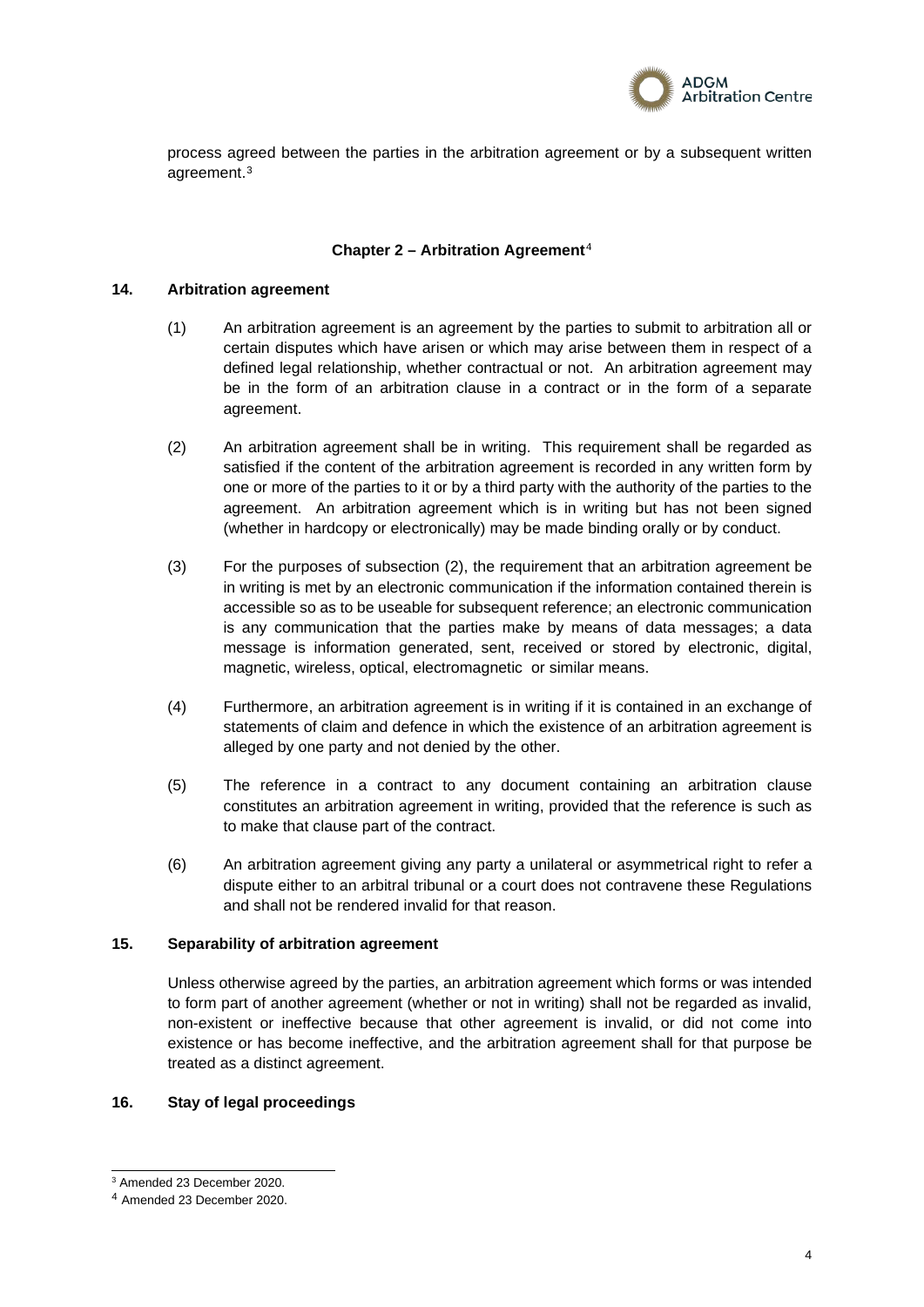process agreed between the parties in the arbitration agreement or by a subsequent written agreement.[3]

## Chapter 2 – Arbitration Agreement[4]

### 14. Arbitration agreement

(1) An arbitration agreement is an agreement by the parties to submit to arbitration all or certain disputes which have arisen or which may arise between them in respect of a defined legal relationship, whether contractual or not. An arbitration agreement may be in the form of an arbitration clause in a contract or in the form of a separate agreement.

(2) An arbitration agreement shall be in writing. This requirement shall be regarded as satisfied if the content of the arbitration agreement is recorded in any written form by one or more of the parties to it or by a third party with the authority of the parties to the agreement. An arbitration agreement which is in writing but has not been signed (whether in hardcopy or electronically) may be made binding orally or by conduct.

(3) For the purposes of subsection (2), the requirement that an arbitration agreement be in writing is met by an electronic communication if the information contained therein is accessible so as to be useable for subsequent reference; an electronic communication is any communication that the parties make by means of data messages; a data message is information generated, sent, received or stored by electronic, digital, magnetic, wireless, optical, electromagnetic or similar means.

(4) Furthermore, an arbitration agreement is in writing if it is contained in an exchange of statements of claim and defence in which the existence of an arbitration agreement is alleged by one party and not denied by the other.

(5) The reference in a contract to any document containing an arbitration clause constitutes an arbitration agreement in writing, provided that the reference is such as to make that clause part of the contract.

(6) An arbitration agreement giving any party a unilateral or asymmetrical right to refer a dispute either to an arbitral tribunal or a court does not contravene these Regulations and shall not be rendered invalid for that reason.

### 15. Separability of arbitration agreement

Unless otherwise agreed by the parties, an arbitration agreement which forms or was intended to form part of another agreement (whether or not in writing) shall not be regarded as invalid, non-existent or ineffective because that other agreement is invalid, or did not come into existence or has become ineffective, and the arbitration agreement shall for that purpose be treated as a distinct agreement.

### 16. Stay of legal proceedings

---

[3] Amended 23 December 2020.

[4] Amended 23 December 2020.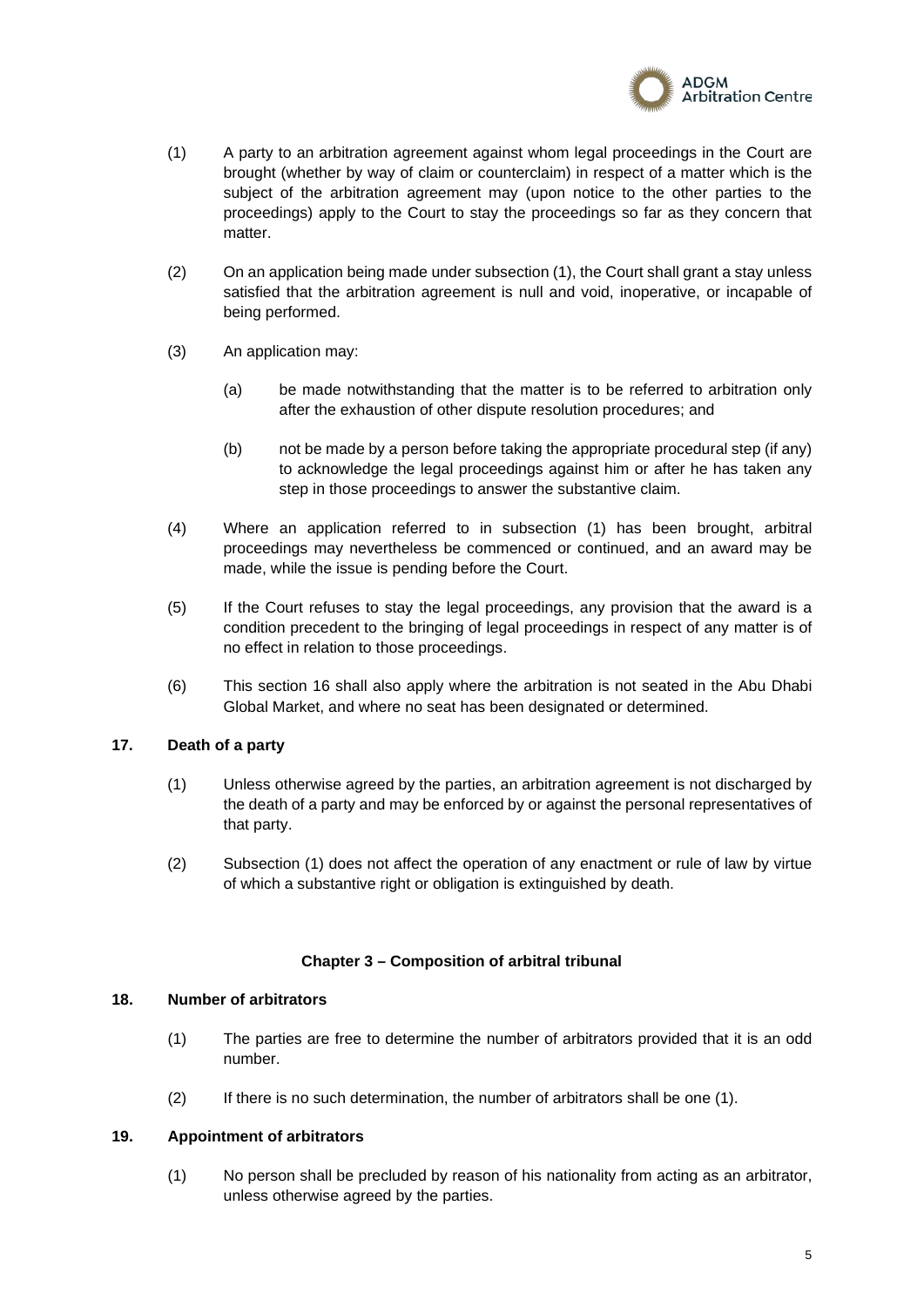(1) A party to an arbitration agreement against whom legal proceedings in the Court are brought (whether by way of claim or counterclaim) in respect of a matter which is the subject of the arbitration agreement may (upon notice to the other parties to the proceedings) apply to the Court to stay the proceedings so far as they concern that matter.

(2) On an application being made under subsection (1), the Court shall grant a stay unless satisfied that the arbitration agreement is null and void, inoperative, or incapable of being performed.

(3) An application may:

(a) be made notwithstanding that the matter is to be referred to arbitration only after the exhaustion of other dispute resolution procedures; and

(b) not be made by a person before taking the appropriate procedural step (if any) to acknowledge the legal proceedings against him or after he has taken any step in those proceedings to answer the substantive claim.

(4) Where an application referred to in subsection (1) has been brought, arbitral proceedings may nevertheless be commenced or continued, and an award may be made, while the issue is pending before the Court.

(5) If the Court refuses to stay the legal proceedings, any provision that the award is a condition precedent to the bringing of legal proceedings in respect of any matter is of no effect in relation to those proceedings.

(6) This section 16 shall also apply where the arbitration is not seated in the Abu Dhabi Global Market, and where no seat has been designated or determined.

### 17. Death of a party

(1) Unless otherwise agreed by the parties, an arbitration agreement is not discharged by the death of a party and may be enforced by or against the personal representatives of that party.

(2) Subsection (1) does not affect the operation of any enactment or rule of law by virtue of which a substantive right or obligation is extinguished by death.

## Chapter 3 – Composition of arbitral tribunal

### 18. Number of arbitrators

(1) The parties are free to determine the number of arbitrators provided that it is an odd number.

(2) If there is no such determination, the number of arbitrators shall be one (1).

### 19. Appointment of arbitrators

(1) No person shall be precluded by reason of his nationality from acting as an arbitrator, unless otherwise agreed by the parties.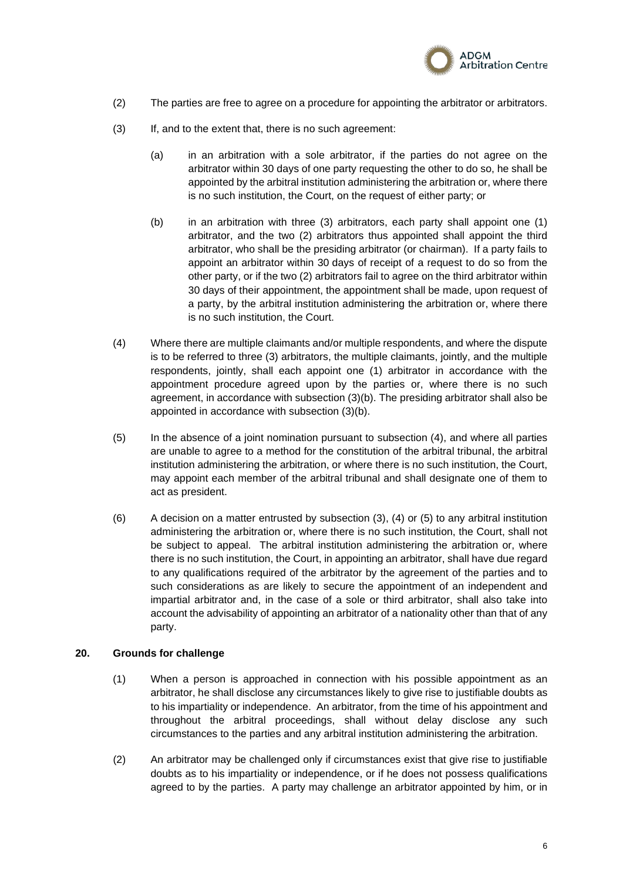(2) The parties are free to agree on a procedure for appointing the arbitrator or arbitrators.

(3) If, and to the extent that, there is no such agreement:

(a) in an arbitration with a sole arbitrator, if the parties do not agree on the arbitrator within 30 days of one party requesting the other to do so, he shall be appointed by the arbitral institution administering the arbitration or, where there is no such institution, the Court, on the request of either party; or

(b) in an arbitration with three (3) arbitrators, each party shall appoint one (1) arbitrator, and the two (2) arbitrators thus appointed shall appoint the third arbitrator, who shall be the presiding arbitrator (or chairman). If a party fails to appoint an arbitrator within 30 days of receipt of a request to do so from the other party, or if the two (2) arbitrators fail to agree on the third arbitrator within 30 days of their appointment, the appointment shall be made, upon request of a party, by the arbitral institution administering the arbitration or, where there is no such institution, the Court.

(4) Where there are multiple claimants and/or multiple respondents, and where the dispute is to be referred to three (3) arbitrators, the multiple claimants, jointly, and the multiple respondents, jointly, shall each appoint one (1) arbitrator in accordance with the appointment procedure agreed upon by the parties or, where there is no such agreement, in accordance with subsection (3)(b). The presiding arbitrator shall also be appointed in accordance with subsection (3)(b).

(5) In the absence of a joint nomination pursuant to subsection (4), and where all parties are unable to agree to a method for the constitution of the arbitral tribunal, the arbitral institution administering the arbitration, or where there is no such institution, the Court, may appoint each member of the arbitral tribunal and shall designate one of them to act as president.

(6) A decision on a matter entrusted by subsection (3), (4) or (5) to any arbitral institution administering the arbitration or, where there is no such institution, the Court, shall not be subject to appeal. The arbitral institution administering the arbitration or, where there is no such institution, the Court, in appointing an arbitrator, shall have due regard to any qualifications required of the arbitrator by the agreement of the parties and to such considerations as are likely to secure the appointment of an independent and impartial arbitrator and, in the case of a sole or third arbitrator, shall also take into account the advisability of appointing an arbitrator of a nationality other than that of any party.

## 20. Grounds for challenge

(1) When a person is approached in connection with his possible appointment as an arbitrator, he shall disclose any circumstances likely to give rise to justifiable doubts as to his impartiality or independence. An arbitrator, from the time of his appointment and throughout the arbitral proceedings, shall without delay disclose any such circumstances to the parties and any arbitral institution administering the arbitration.

(2) An arbitrator may be challenged only if circumstances exist that give rise to justifiable doubts as to his impartiality or independence, or if he does not possess qualifications agreed to by the parties. A party may challenge an arbitrator appointed by him, or in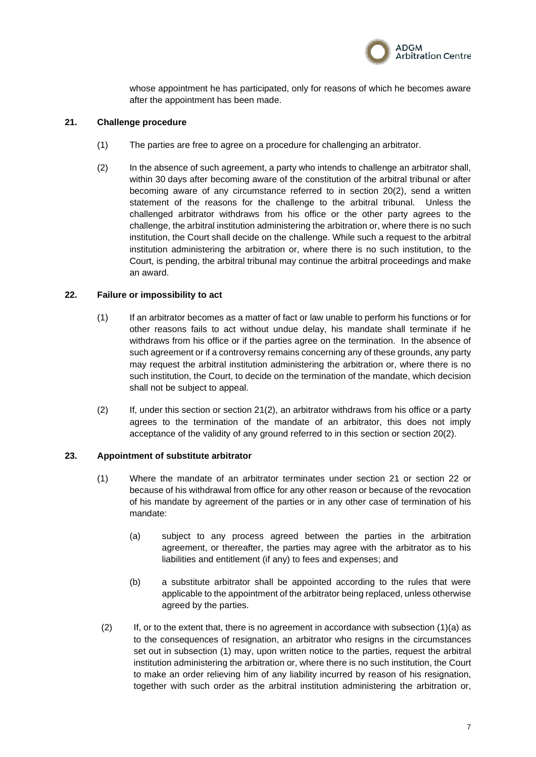whose appointment he has participated, only for reasons of which he becomes aware after the appointment has been made.

### 21. Challenge procedure

(1) The parties are free to agree on a procedure for challenging an arbitrator.

(2) In the absence of such agreement, a party who intends to challenge an arbitrator shall, within 30 days after becoming aware of the constitution of the arbitral tribunal or after becoming aware of any circumstance referred to in section 20(2), send a written statement of the reasons for the challenge to the arbitral tribunal. Unless the challenged arbitrator withdraws from his office or the other party agrees to the challenge, the arbitral institution administering the arbitration or, where there is no such institution, the Court shall decide on the challenge. While such a request to the arbitral institution administering the arbitration or, where there is no such institution, to the Court, is pending, the arbitral tribunal may continue the arbitral proceedings and make an award.

### 22. Failure or impossibility to act

(1) If an arbitrator becomes as a matter of fact or law unable to perform his functions or for other reasons fails to act without undue delay, his mandate shall terminate if he withdraws from his office or if the parties agree on the termination. In the absence of such agreement or if a controversy remains concerning any of these grounds, any party may request the arbitral institution administering the arbitration or, where there is no such institution, the Court, to decide on the termination of the mandate, which decision shall not be subject to appeal.

(2) If, under this section or section 21(2), an arbitrator withdraws from his office or a party agrees to the termination of the mandate of an arbitrator, this does not imply acceptance of the validity of any ground referred to in this section or section 20(2).

### 23. Appointment of substitute arbitrator

(1) Where the mandate of an arbitrator terminates under section 21 or section 22 or because of his withdrawal from office for any other reason or because of the revocation of his mandate by agreement of the parties or in any other case of termination of his mandate:

(a) subject to any process agreed between the parties in the arbitration agreement, or thereafter, the parties may agree with the arbitrator as to his liabilities and entitlement (if any) to fees and expenses; and

(b) a substitute arbitrator shall be appointed according to the rules that were applicable to the appointment of the arbitrator being replaced, unless otherwise agreed by the parties.

(2) If, or to the extent that, there is no agreement in accordance with subsection (1)(a) as to the consequences of resignation, an arbitrator who resigns in the circumstances set out in subsection (1) may, upon written notice to the parties, request the arbitral institution administering the arbitration or, where there is no such institution, the Court to make an order relieving him of any liability incurred by reason of his resignation, together with such order as the arbitral institution administering the arbitration or,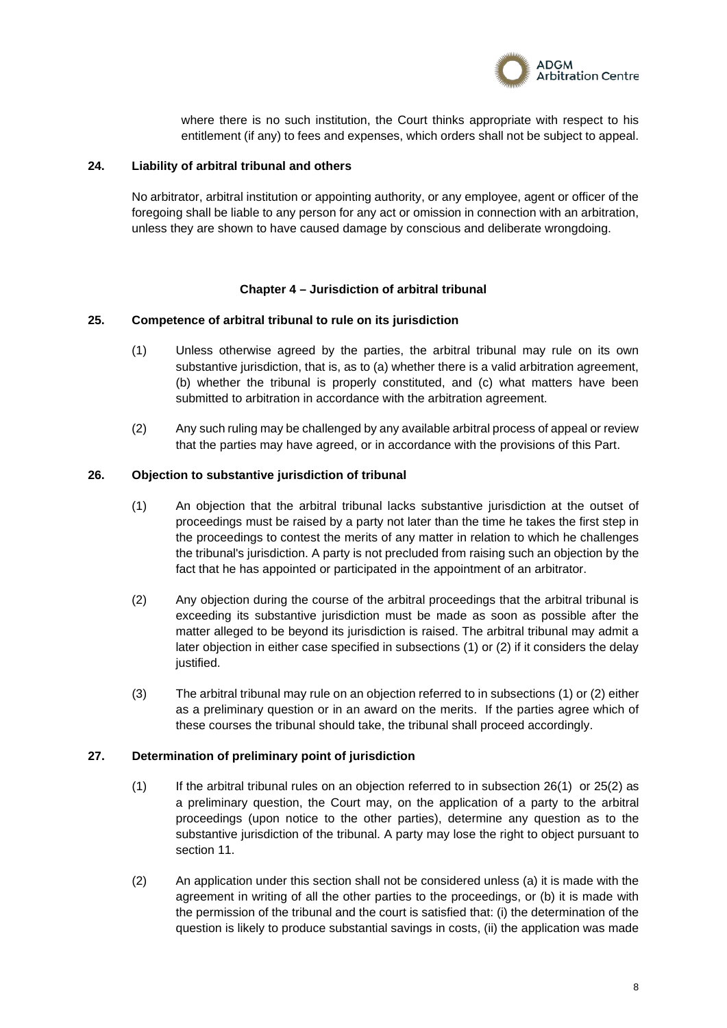where there is no such institution, the Court thinks appropriate with respect to his entitlement (if any) to fees and expenses, which orders shall not be subject to appeal.

### 24. Liability of arbitral tribunal and others

No arbitrator, arbitral institution or appointing authority, or any employee, agent or officer of the foregoing shall be liable to any person for any act or omission in connection with an arbitration, unless they are shown to have caused damage by conscious and deliberate wrongdoing.

## Chapter 4 – Jurisdiction of arbitral tribunal

### 25. Competence of arbitral tribunal to rule on its jurisdiction

(1) Unless otherwise agreed by the parties, the arbitral tribunal may rule on its own substantive jurisdiction, that is, as to (a) whether there is a valid arbitration agreement, (b) whether the tribunal is properly constituted, and (c) what matters have been submitted to arbitration in accordance with the arbitration agreement.

(2) Any such ruling may be challenged by any available arbitral process of appeal or review that the parties may have agreed, or in accordance with the provisions of this Part.

### 26. Objection to substantive jurisdiction of tribunal

(1) An objection that the arbitral tribunal lacks substantive jurisdiction at the outset of proceedings must be raised by a party not later than the time he takes the first step in the proceedings to contest the merits of any matter in relation to which he challenges the tribunal's jurisdiction. A party is not precluded from raising such an objection by the fact that he has appointed or participated in the appointment of an arbitrator.

(2) Any objection during the course of the arbitral proceedings that the arbitral tribunal is exceeding its substantive jurisdiction must be made as soon as possible after the matter alleged to be beyond its jurisdiction is raised. The arbitral tribunal may admit a later objection in either case specified in subsections (1) or (2) if it considers the delay justified.

(3) The arbitral tribunal may rule on an objection referred to in subsections (1) or (2) either as a preliminary question or in an award on the merits. If the parties agree which of these courses the tribunal should take, the tribunal shall proceed accordingly.

### 27. Determination of preliminary point of jurisdiction

(1) If the arbitral tribunal rules on an objection referred to in subsection 26(1) or 25(2) as a preliminary question, the Court may, on the application of a party to the arbitral proceedings (upon notice to the other parties), determine any question as to the substantive jurisdiction of the tribunal. A party may lose the right to object pursuant to section 11.

(2) An application under this section shall not be considered unless (a) it is made with the agreement in writing of all the other parties to the proceedings, or (b) it is made with the permission of the tribunal and the court is satisfied that: (i) the determination of the question is likely to produce substantial savings in costs, (ii) the application was made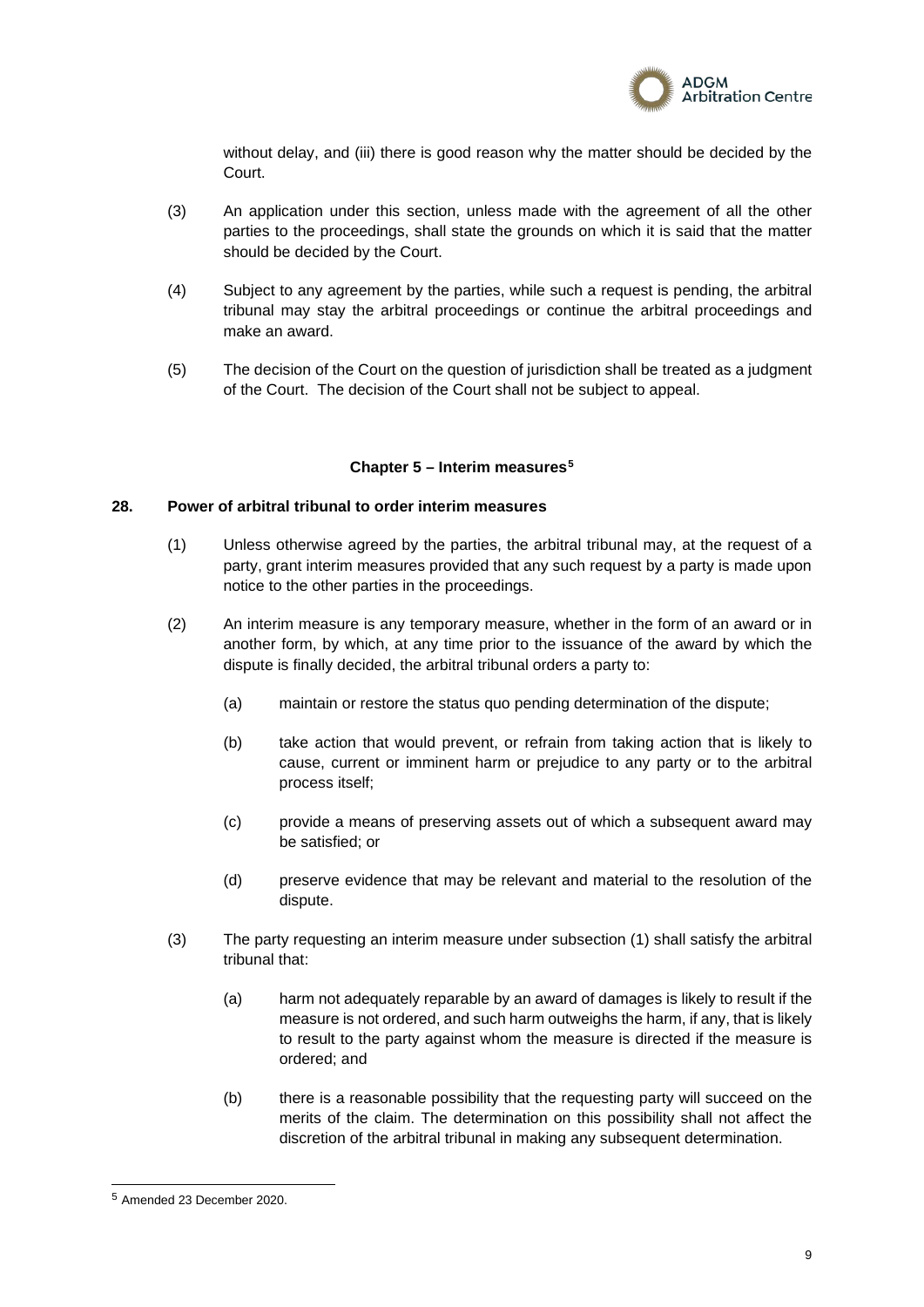without delay, and (iii) there is good reason why the matter should be decided by the Court.

(3) An application under this section, unless made with the agreement of all the other parties to the proceedings, shall state the grounds on which it is said that the matter should be decided by the Court.

(4) Subject to any agreement by the parties, while such a request is pending, the arbitral tribunal may stay the arbitral proceedings or continue the arbitral proceedings and make an award.

(5) The decision of the Court on the question of jurisdiction shall be treated as a judgment of the Court. The decision of the Court shall not be subject to appeal.

## Chapter 5 – Interim measures[5]

### 28. Power of arbitral tribunal to order interim measures

(1) Unless otherwise agreed by the parties, the arbitral tribunal may, at the request of a party, grant interim measures provided that any such request by a party is made upon notice to the other parties in the proceedings.

(2) An interim measure is any temporary measure, whether in the form of an award or in another form, by which, at any time prior to the issuance of the award by which the dispute is finally decided, the arbitral tribunal orders a party to:

(a) maintain or restore the status quo pending determination of the dispute;

(b) take action that would prevent, or refrain from taking action that is likely to cause, current or imminent harm or prejudice to any party or to the arbitral process itself;

(c) provide a means of preserving assets out of which a subsequent award may be satisfied; or

(d) preserve evidence that may be relevant and material to the resolution of the dispute.

(3) The party requesting an interim measure under subsection (1) shall satisfy the arbitral tribunal that:

(a) harm not adequately reparable by an award of damages is likely to result if the measure is not ordered, and such harm outweighs the harm, if any, that is likely to result to the party against whom the measure is directed if the measure is ordered; and

(b) there is a reasonable possibility that the requesting party will succeed on the merits of the claim. The determination on this possibility shall not affect the discretion of the arbitral tribunal in making any subsequent determination.

---

[5] Amended 23 December 2020.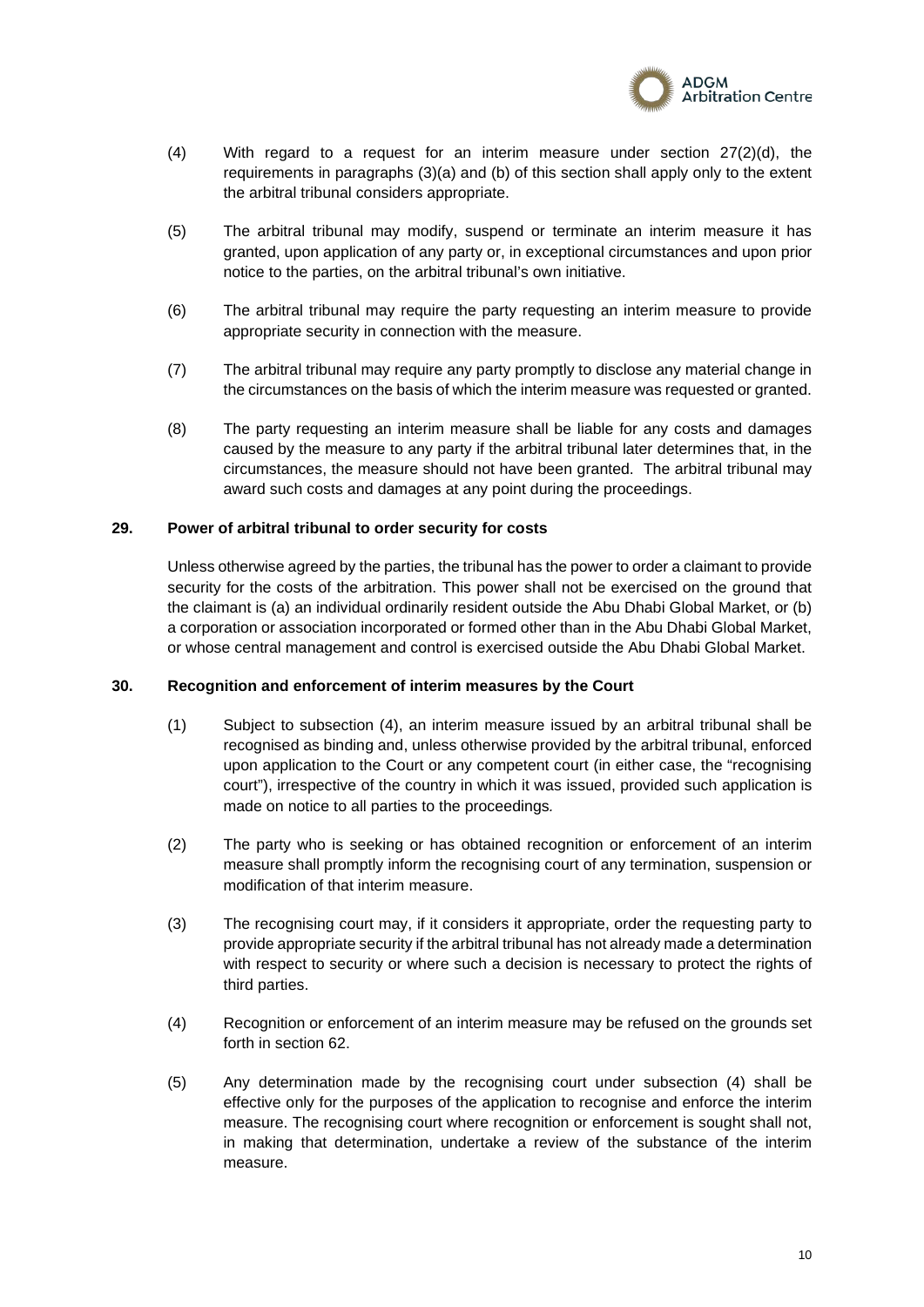(4) With regard to a request for an interim measure under section 27(2)(d), the requirements in paragraphs (3)(a) and (b) of this section shall apply only to the extent the arbitral tribunal considers appropriate.

(5) The arbitral tribunal may modify, suspend or terminate an interim measure it has granted, upon application of any party or, in exceptional circumstances and upon prior notice to the parties, on the arbitral tribunal's own initiative.

(6) The arbitral tribunal may require the party requesting an interim measure to provide appropriate security in connection with the measure.

(7) The arbitral tribunal may require any party promptly to disclose any material change in the circumstances on the basis of which the interim measure was requested or granted.

(8) The party requesting an interim measure shall be liable for any costs and damages caused by the measure to any party if the arbitral tribunal later determines that, in the circumstances, the measure should not have been granted. The arbitral tribunal may award such costs and damages at any point during the proceedings.

**29. Power of arbitral tribunal to order security for costs**

Unless otherwise agreed by the parties, the tribunal has the power to order a claimant to provide security for the costs of the arbitration. This power shall not be exercised on the ground that the claimant is (a) an individual ordinarily resident outside the Abu Dhabi Global Market, or (b) a corporation or association incorporated or formed other than in the Abu Dhabi Global Market, or whose central management and control is exercised outside the Abu Dhabi Global Market.

**30. Recognition and enforcement of interim measures by the Court**

(1) Subject to subsection (4), an interim measure issued by an arbitral tribunal shall be recognised as binding and, unless otherwise provided by the arbitral tribunal, enforced upon application to the Court or any competent court (in either case, the "recognising court"), irrespective of the country in which it was issued, provided such application is made on notice to all parties to the proceedings.

(2) The party who is seeking or has obtained recognition or enforcement of an interim measure shall promptly inform the recognising court of any termination, suspension or modification of that interim measure.

(3) The recognising court may, if it considers it appropriate, order the requesting party to provide appropriate security if the arbitral tribunal has not already made a determination with respect to security or where such a decision is necessary to protect the rights of third parties.

(4) Recognition or enforcement of an interim measure may be refused on the grounds set forth in section 62.

(5) Any determination made by the recognising court under subsection (4) shall be effective only for the purposes of the application to recognise and enforce the interim measure. The recognising court where recognition or enforcement is sought shall not, in making that determination, undertake a review of the substance of the interim measure.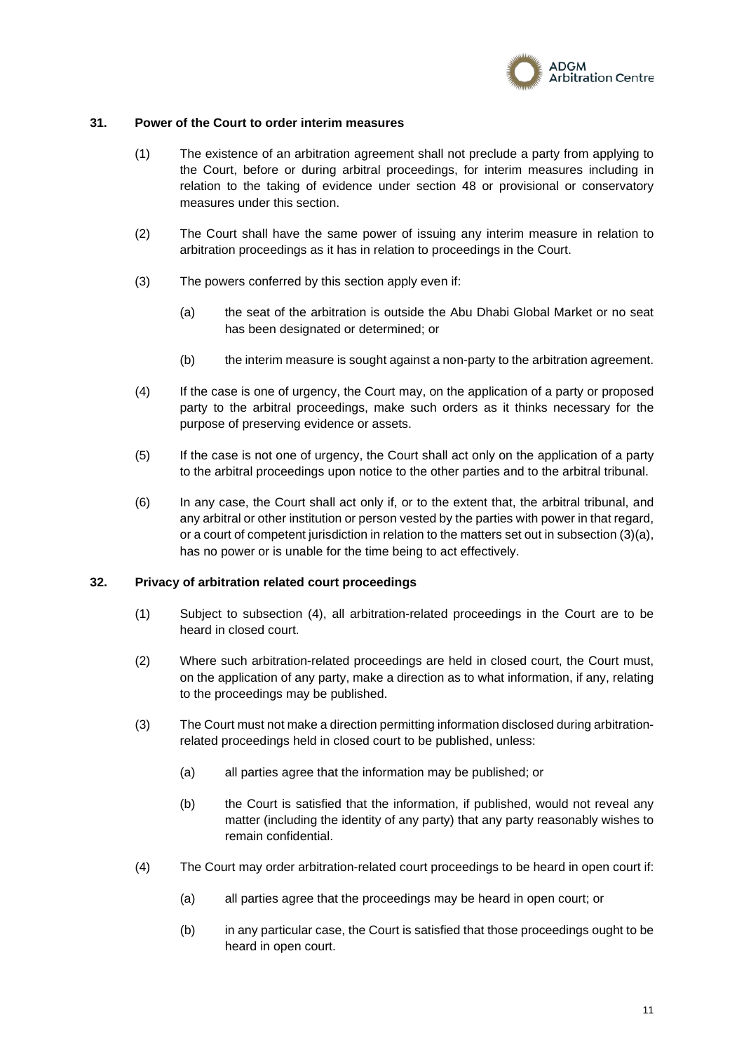### 31. Power of the Court to order interim measures

(1) The existence of an arbitration agreement shall not preclude a party from applying to the Court, before or during arbitral proceedings, for interim measures including in relation to the taking of evidence under section 48 or provisional or conservatory measures under this section.

(2) The Court shall have the same power of issuing any interim measure in relation to arbitration proceedings as it has in relation to proceedings in the Court.

(3) The powers conferred by this section apply even if:

(a) the seat of the arbitration is outside the Abu Dhabi Global Market or no seat has been designated or determined; or

(b) the interim measure is sought against a non-party to the arbitration agreement.

(4) If the case is one of urgency, the Court may, on the application of a party or proposed party to the arbitral proceedings, make such orders as it thinks necessary for the purpose of preserving evidence or assets.

(5) If the case is not one of urgency, the Court shall act only on the application of a party to the arbitral proceedings upon notice to the other parties and to the arbitral tribunal.

(6) In any case, the Court shall act only if, or to the extent that, the arbitral tribunal, and any arbitral or other institution or person vested by the parties with power in that regard, or a court of competent jurisdiction in relation to the matters set out in subsection (3)(a), has no power or is unable for the time being to act effectively.

### 32. Privacy of arbitration related court proceedings

(1) Subject to subsection (4), all arbitration-related proceedings in the Court are to be heard in closed court.

(2) Where such arbitration-related proceedings are held in closed court, the Court must, on the application of any party, make a direction as to what information, if any, relating to the proceedings may be published.

(3) The Court must not make a direction permitting information disclosed during arbitration-related proceedings held in closed court to be published, unless:

(a) all parties agree that the information may be published; or

(b) the Court is satisfied that the information, if published, would not reveal any matter (including the identity of any party) that any party reasonably wishes to remain confidential.

(4) The Court may order arbitration-related court proceedings to be heard in open court if:

(a) all parties agree that the proceedings may be heard in open court; or

(b) in any particular case, the Court is satisfied that those proceedings ought to be heard in open court.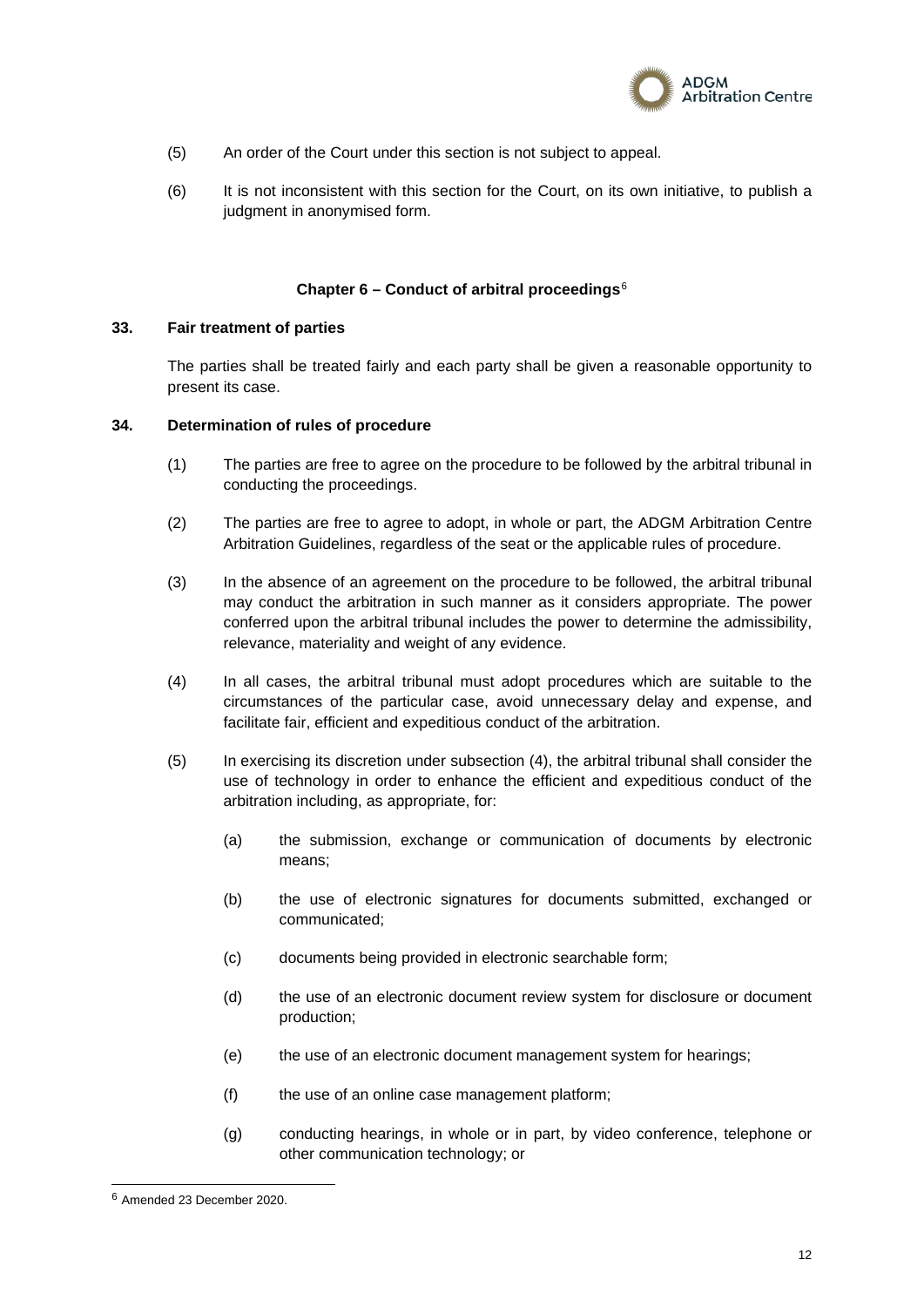(5) An order of the Court under this section is not subject to appeal.

(6) It is not inconsistent with this section for the Court, on its own initiative, to publish a judgment in anonymised form.

## Chapter 6 – Conduct of arbitral proceedings[6]

### 33. Fair treatment of parties

The parties shall be treated fairly and each party shall be given a reasonable opportunity to present its case.

### 34. Determination of rules of procedure

(1) The parties are free to agree on the procedure to be followed by the arbitral tribunal in conducting the proceedings.

(2) The parties are free to agree to adopt, in whole or part, the ADGM Arbitration Centre Arbitration Guidelines, regardless of the seat or the applicable rules of procedure.

(3) In the absence of an agreement on the procedure to be followed, the arbitral tribunal may conduct the arbitration in such manner as it considers appropriate. The power conferred upon the arbitral tribunal includes the power to determine the admissibility, relevance, materiality and weight of any evidence.

(4) In all cases, the arbitral tribunal must adopt procedures which are suitable to the circumstances of the particular case, avoid unnecessary delay and expense, and facilitate fair, efficient and expeditious conduct of the arbitration.

(5) In exercising its discretion under subsection (4), the arbitral tribunal shall consider the use of technology in order to enhance the efficient and expeditious conduct of the arbitration including, as appropriate, for:

(a) the submission, exchange or communication of documents by electronic means;

(b) the use of electronic signatures for documents submitted, exchanged or communicated;

(c) documents being provided in electronic searchable form;

(d) the use of an electronic document review system for disclosure or document production;

(e) the use of an electronic document management system for hearings;

(f) the use of an online case management platform;

(g) conducting hearings, in whole or in part, by video conference, telephone or other communication technology; or

---

[6] Amended 23 December 2020.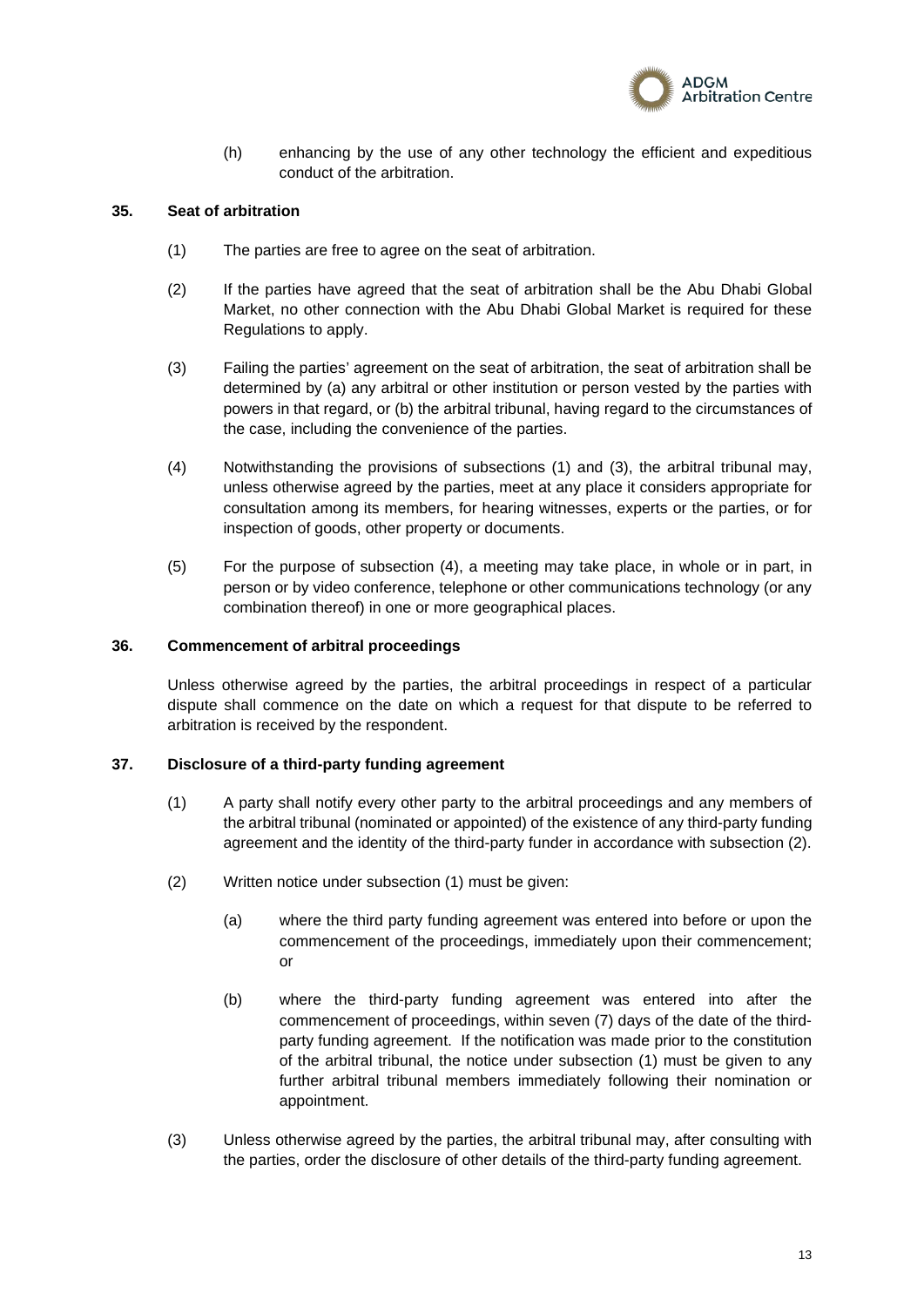(h) enhancing by the use of any other technology the efficient and expeditious conduct of the arbitration.

**35. Seat of arbitration**

(1) The parties are free to agree on the seat of arbitration.

(2) If the parties have agreed that the seat of arbitration shall be the Abu Dhabi Global Market, no other connection with the Abu Dhabi Global Market is required for these Regulations to apply.

(3) Failing the parties' agreement on the seat of arbitration, the seat of arbitration shall be determined by (a) any arbitral or other institution or person vested by the parties with powers in that regard, or (b) the arbitral tribunal, having regard to the circumstances of the case, including the convenience of the parties.

(4) Notwithstanding the provisions of subsections (1) and (3), the arbitral tribunal may, unless otherwise agreed by the parties, meet at any place it considers appropriate for consultation among its members, for hearing witnesses, experts or the parties, or for inspection of goods, other property or documents.

(5) For the purpose of subsection (4), a meeting may take place, in whole or in part, in person or by video conference, telephone or other communications technology (or any combination thereof) in one or more geographical places.

**36. Commencement of arbitral proceedings**

Unless otherwise agreed by the parties, the arbitral proceedings in respect of a particular dispute shall commence on the date on which a request for that dispute to be referred to arbitration is received by the respondent.

**37. Disclosure of a third-party funding agreement**

(1) A party shall notify every other party to the arbitral proceedings and any members of the arbitral tribunal (nominated or appointed) of the existence of any third-party funding agreement and the identity of the third-party funder in accordance with subsection (2).

(2) Written notice under subsection (1) must be given:

(a) where the third party funding agreement was entered into before or upon the commencement of the proceedings, immediately upon their commencement; or

(b) where the third-party funding agreement was entered into after the commencement of proceedings, within seven (7) days of the date of the third-party funding agreement. If the notification was made prior to the constitution of the arbitral tribunal, the notice under subsection (1) must be given to any further arbitral tribunal members immediately following their nomination or appointment.

(3) Unless otherwise agreed by the parties, the arbitral tribunal may, after consulting with the parties, order the disclosure of other details of the third-party funding agreement.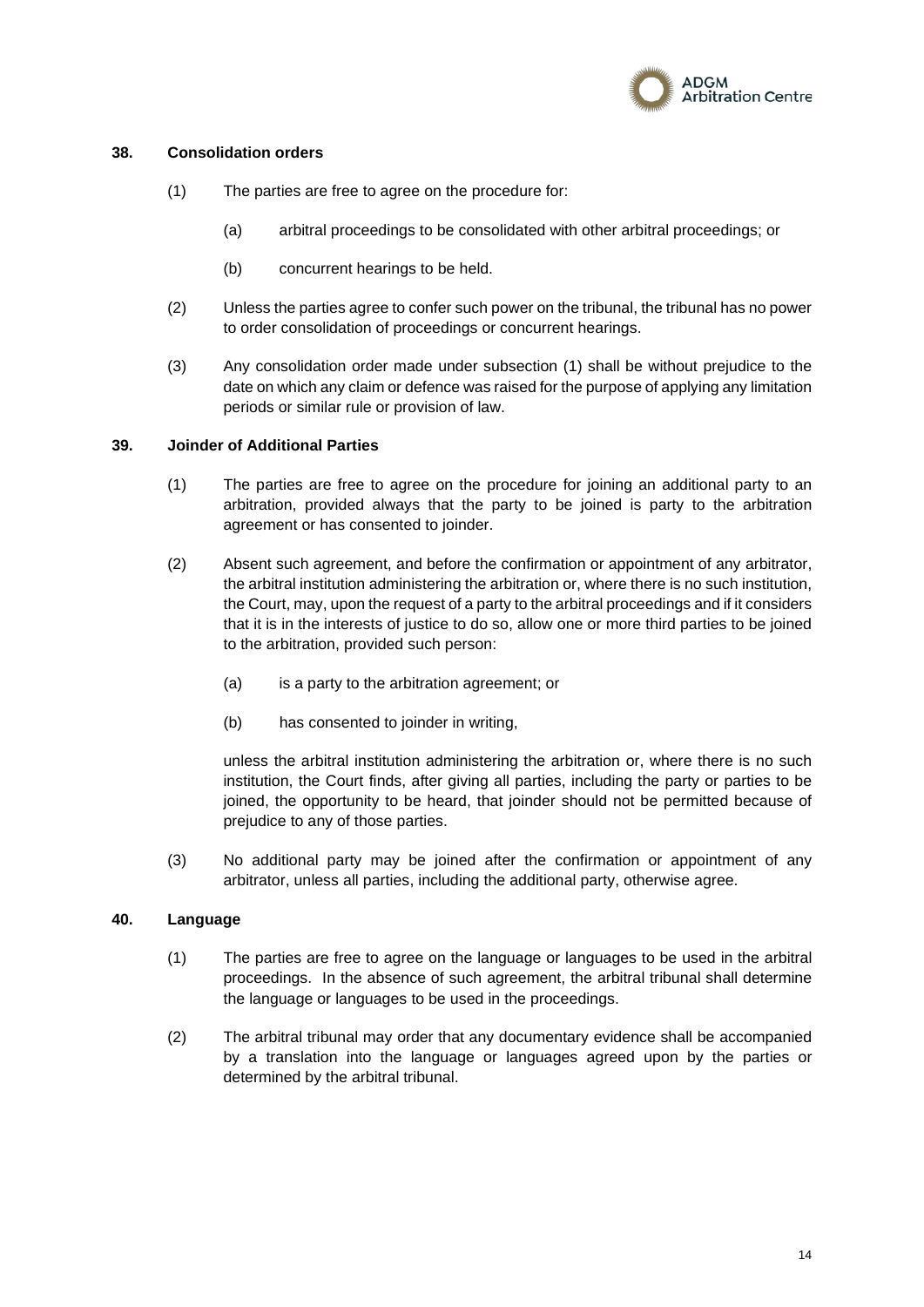### 38. Consolidation orders

(1) The parties are free to agree on the procedure for:

(a) arbitral proceedings to be consolidated with other arbitral proceedings; or

(b) concurrent hearings to be held.

(2) Unless the parties agree to confer such power on the tribunal, the tribunal has no power to order consolidation of proceedings or concurrent hearings.

(3) Any consolidation order made under subsection (1) shall be without prejudice to the date on which any claim or defence was raised for the purpose of applying any limitation periods or similar rule or provision of law.

### 39. Joinder of Additional Parties

(1) The parties are free to agree on the procedure for joining an additional party to an arbitration, provided always that the party to be joined is party to the arbitration agreement or has consented to joinder.

(2) Absent such agreement, and before the confirmation or appointment of any arbitrator, the arbitral institution administering the arbitration or, where there is no such institution, the Court, may, upon the request of a party to the arbitral proceedings and if it considers that it is in the interests of justice to do so, allow one or more third parties to be joined to the arbitration, provided such person:

(a) is a party to the arbitration agreement; or

(b) has consented to joinder in writing,

unless the arbitral institution administering the arbitration or, where there is no such institution, the Court finds, after giving all parties, including the party or parties to be joined, the opportunity to be heard, that joinder should not be permitted because of prejudice to any of those parties.

(3) No additional party may be joined after the confirmation or appointment of any arbitrator, unless all parties, including the additional party, otherwise agree.

### 40. Language

(1) The parties are free to agree on the language or languages to be used in the arbitral proceedings. In the absence of such agreement, the arbitral tribunal shall determine the language or languages to be used in the proceedings.

(2) The arbitral tribunal may order that any documentary evidence shall be accompanied by a translation into the language or languages agreed upon by the parties or determined by the arbitral tribunal.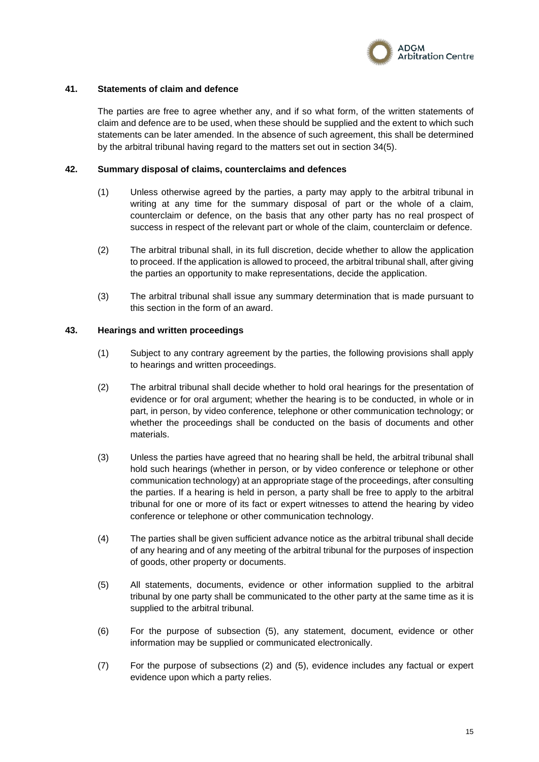### 41. Statements of claim and defence

The parties are free to agree whether any, and if so what form, of the written statements of claim and defence are to be used, when these should be supplied and the extent to which such statements can be later amended. In the absence of such agreement, this shall be determined by the arbitral tribunal having regard to the matters set out in section 34(5).

### 42. Summary disposal of claims, counterclaims and defences

(1) Unless otherwise agreed by the parties, a party may apply to the arbitral tribunal in writing at any time for the summary disposal of part or the whole of a claim, counterclaim or defence, on the basis that any other party has no real prospect of success in respect of the relevant part or whole of the claim, counterclaim or defence.

(2) The arbitral tribunal shall, in its full discretion, decide whether to allow the application to proceed. If the application is allowed to proceed, the arbitral tribunal shall, after giving the parties an opportunity to make representations, decide the application.

(3) The arbitral tribunal shall issue any summary determination that is made pursuant to this section in the form of an award.

### 43. Hearings and written proceedings

(1) Subject to any contrary agreement by the parties, the following provisions shall apply to hearings and written proceedings.

(2) The arbitral tribunal shall decide whether to hold oral hearings for the presentation of evidence or for oral argument; whether the hearing is to be conducted, in whole or in part, in person, by video conference, telephone or other communication technology; or whether the proceedings shall be conducted on the basis of documents and other materials.

(3) Unless the parties have agreed that no hearing shall be held, the arbitral tribunal shall hold such hearings (whether in person, or by video conference or telephone or other communication technology) at an appropriate stage of the proceedings, after consulting the parties. If a hearing is held in person, a party shall be free to apply to the arbitral tribunal for one or more of its fact or expert witnesses to attend the hearing by video conference or telephone or other communication technology.

(4) The parties shall be given sufficient advance notice as the arbitral tribunal shall decide of any hearing and of any meeting of the arbitral tribunal for the purposes of inspection of goods, other property or documents.

(5) All statements, documents, evidence or other information supplied to the arbitral tribunal by one party shall be communicated to the other party at the same time as it is supplied to the arbitral tribunal.

(6) For the purpose of subsection (5), any statement, document, evidence or other information may be supplied or communicated electronically.

(7) For the purpose of subsections (2) and (5), evidence includes any factual or expert evidence upon which a party relies.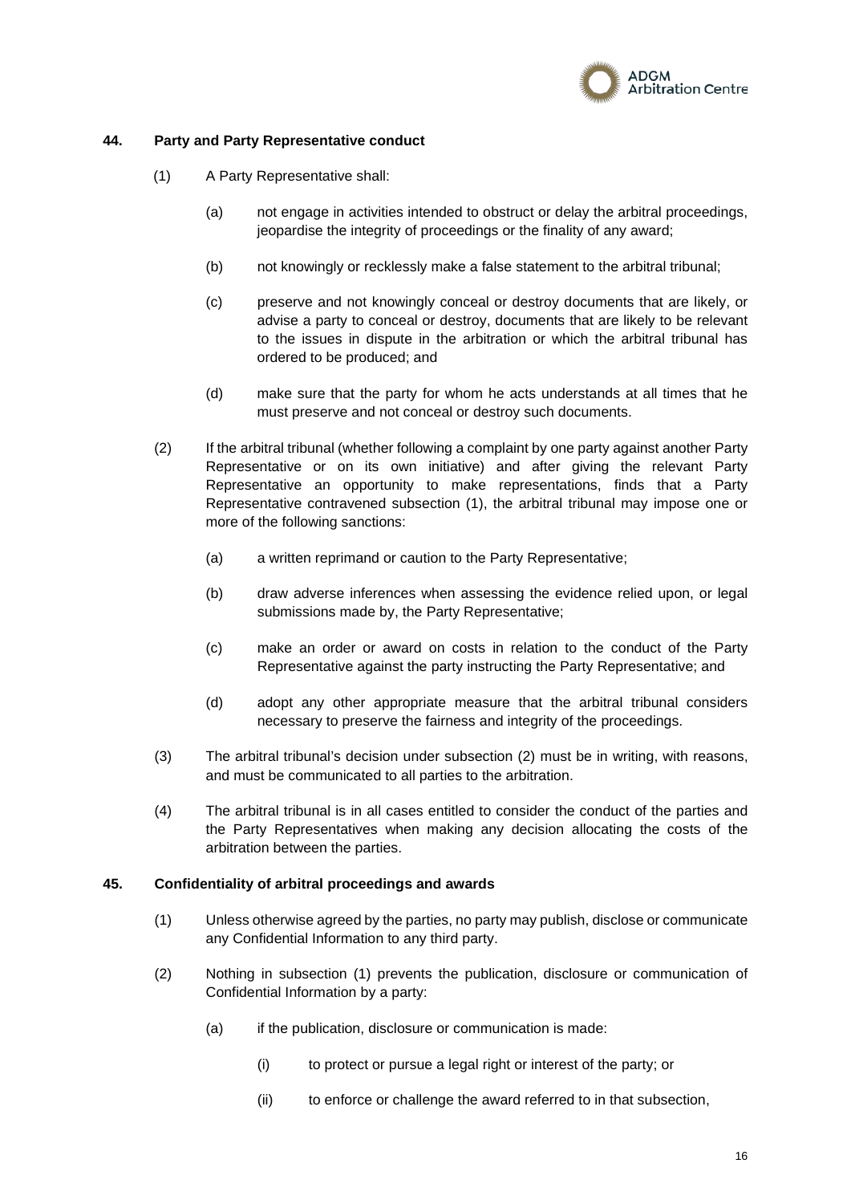### 44. Party and Party Representative conduct

(1) A Party Representative shall:

(a) not engage in activities intended to obstruct or delay the arbitral proceedings, jeopardise the integrity of proceedings or the finality of any award;

(b) not knowingly or recklessly make a false statement to the arbitral tribunal;

(c) preserve and not knowingly conceal or destroy documents that are likely, or advise a party to conceal or destroy, documents that are likely to be relevant to the issues in dispute in the arbitration or which the arbitral tribunal has ordered to be produced; and

(d) make sure that the party for whom he acts understands at all times that he must preserve and not conceal or destroy such documents.

(2) If the arbitral tribunal (whether following a complaint by one party against another Party Representative or on its own initiative) and after giving the relevant Party Representative an opportunity to make representations, finds that a Party Representative contravened subsection (1), the arbitral tribunal may impose one or more of the following sanctions:

(a) a written reprimand or caution to the Party Representative;

(b) draw adverse inferences when assessing the evidence relied upon, or legal submissions made by, the Party Representative;

(c) make an order or award on costs in relation to the conduct of the Party Representative against the party instructing the Party Representative; and

(d) adopt any other appropriate measure that the arbitral tribunal considers necessary to preserve the fairness and integrity of the proceedings.

(3) The arbitral tribunal's decision under subsection (2) must be in writing, with reasons, and must be communicated to all parties to the arbitration.

(4) The arbitral tribunal is in all cases entitled to consider the conduct of the parties and the Party Representatives when making any decision allocating the costs of the arbitration between the parties.

### 45. Confidentiality of arbitral proceedings and awards

(1) Unless otherwise agreed by the parties, no party may publish, disclose or communicate any Confidential Information to any third party.

(2) Nothing in subsection (1) prevents the publication, disclosure or communication of Confidential Information by a party:

(a) if the publication, disclosure or communication is made:

(i) to protect or pursue a legal right or interest of the party; or

(ii) to enforce or challenge the award referred to in that subsection,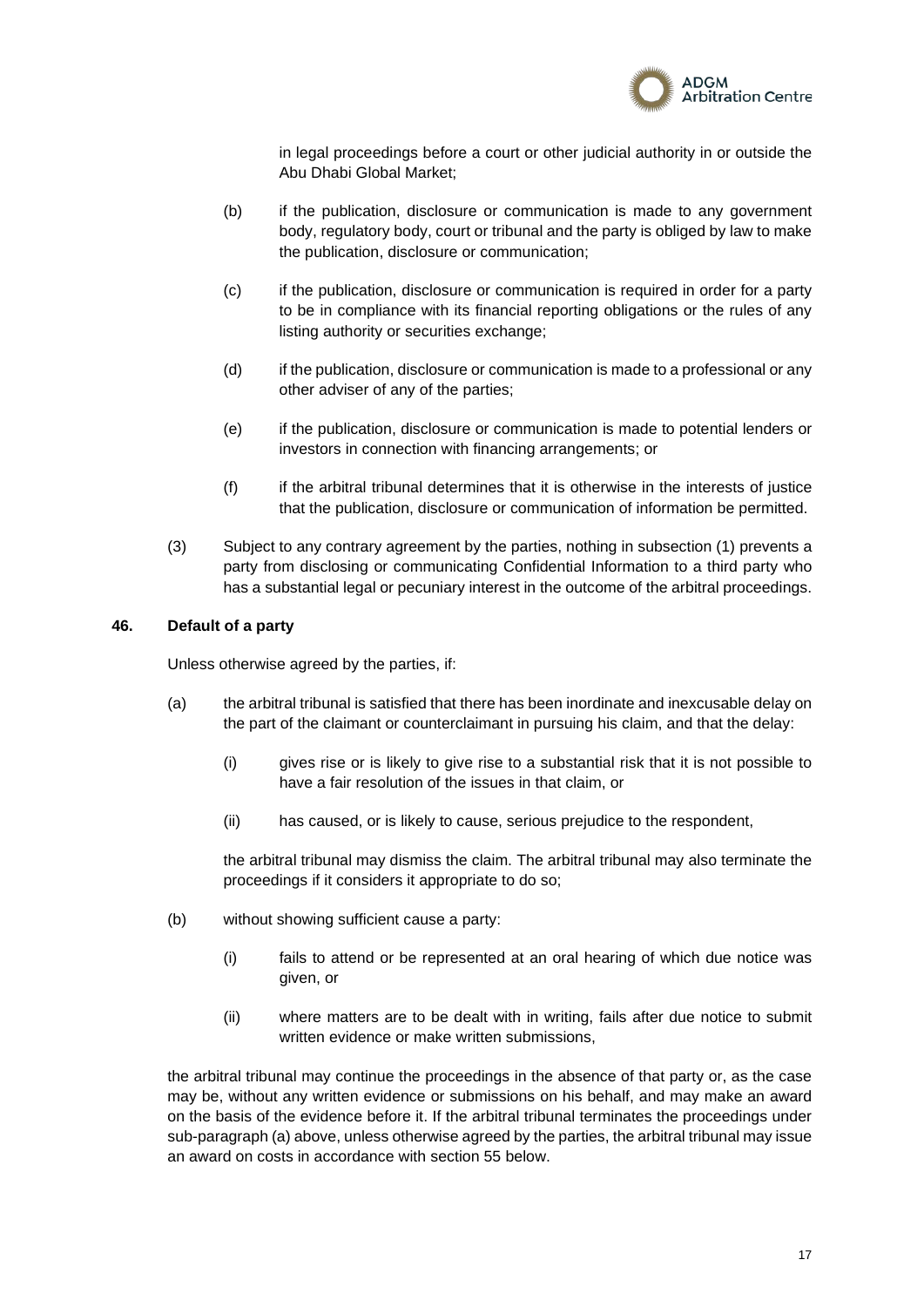in legal proceedings before a court or other judicial authority in or outside the Abu Dhabi Global Market;

(b) if the publication, disclosure or communication is made to any government body, regulatory body, court or tribunal and the party is obliged by law to make the publication, disclosure or communication;

(c) if the publication, disclosure or communication is required in order for a party to be in compliance with its financial reporting obligations or the rules of any listing authority or securities exchange;

(d) if the publication, disclosure or communication is made to a professional or any other adviser of any of the parties;

(e) if the publication, disclosure or communication is made to potential lenders or investors in connection with financing arrangements; or

(f) if the arbitral tribunal determines that it is otherwise in the interests of justice that the publication, disclosure or communication of information be permitted.

(3) Subject to any contrary agreement by the parties, nothing in subsection (1) prevents a party from disclosing or communicating Confidential Information to a third party who has a substantial legal or pecuniary interest in the outcome of the arbitral proceedings.

### 46. Default of a party

Unless otherwise agreed by the parties, if:

(a) the arbitral tribunal is satisfied that there has been inordinate and inexcusable delay on the part of the claimant or counterclaimant in pursuing his claim, and that the delay:

(i) gives rise or is likely to give rise to a substantial risk that it is not possible to have a fair resolution of the issues in that claim, or

(ii) has caused, or is likely to cause, serious prejudice to the respondent,

the arbitral tribunal may dismiss the claim. The arbitral tribunal may also terminate the proceedings if it considers it appropriate to do so;

(b) without showing sufficient cause a party:

(i) fails to attend or be represented at an oral hearing of which due notice was given, or

(ii) where matters are to be dealt with in writing, fails after due notice to submit written evidence or make written submissions,

the arbitral tribunal may continue the proceedings in the absence of that party or, as the case may be, without any written evidence or submissions on his behalf, and may make an award on the basis of the evidence before it. If the arbitral tribunal terminates the proceedings under sub-paragraph (a) above, unless otherwise agreed by the parties, the arbitral tribunal may issue an award on costs in accordance with section 55 below.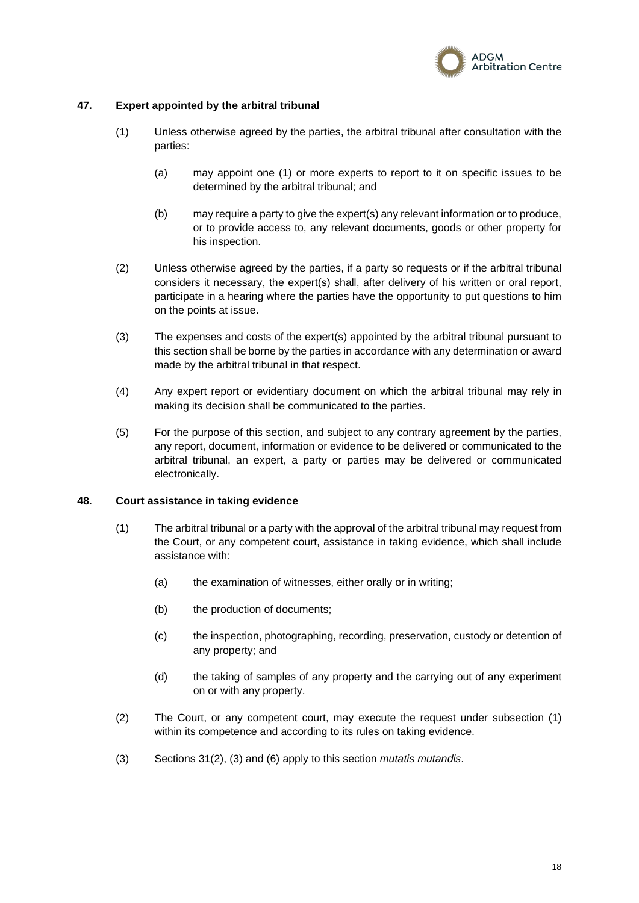### 47. Expert appointed by the arbitral tribunal

(1) Unless otherwise agreed by the parties, the arbitral tribunal after consultation with the parties:

   (a) may appoint one (1) or more experts to report to it on specific issues to be determined by the arbitral tribunal; and

   (b) may require a party to give the expert(s) any relevant information or to produce, or to provide access to, any relevant documents, goods or other property for his inspection.

(2) Unless otherwise agreed by the parties, if a party so requests or if the arbitral tribunal considers it necessary, the expert(s) shall, after delivery of his written or oral report, participate in a hearing where the parties have the opportunity to put questions to him on the points at issue.

(3) The expenses and costs of the expert(s) appointed by the arbitral tribunal pursuant to this section shall be borne by the parties in accordance with any determination or award made by the arbitral tribunal in that respect.

(4) Any expert report or evidentiary document on which the arbitral tribunal may rely in making its decision shall be communicated to the parties.

(5) For the purpose of this section, and subject to any contrary agreement by the parties, any report, document, information or evidence to be delivered or communicated to the arbitral tribunal, an expert, a party or parties may be delivered or communicated electronically.

### 48. Court assistance in taking evidence

(1) The arbitral tribunal or a party with the approval of the arbitral tribunal may request from the Court, or any competent court, assistance in taking evidence, which shall include assistance with:

   (a) the examination of witnesses, either orally or in writing;

   (b) the production of documents;

   (c) the inspection, photographing, recording, preservation, custody or detention of any property; and

   (d) the taking of samples of any property and the carrying out of any experiment on or with any property.

(2) The Court, or any competent court, may execute the request under subsection (1) within its competence and according to its rules on taking evidence.

(3) Sections 31(2), (3) and (6) apply to this section *mutatis mutandis*.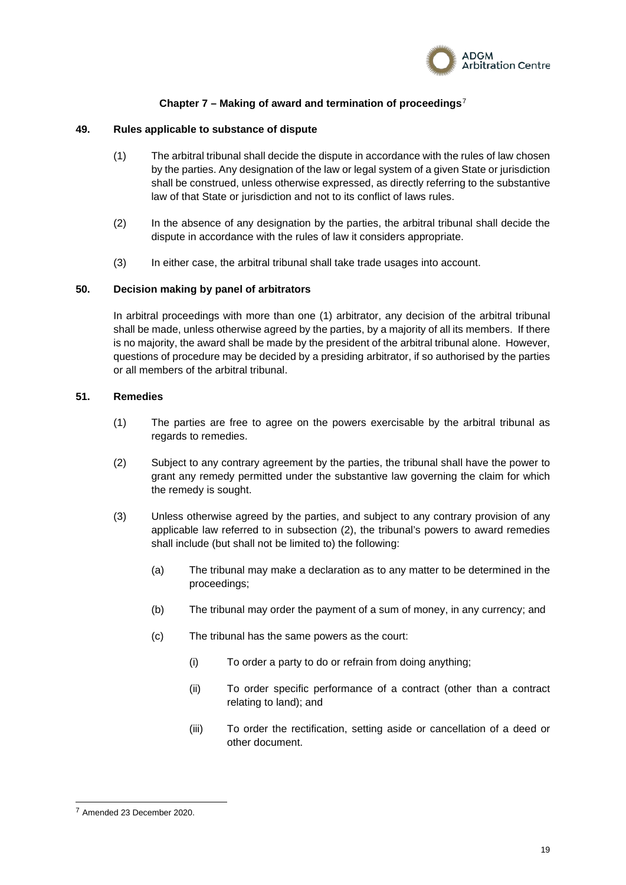## Chapter 7 – Making of award and termination of proceedings[7]

### 49. Rules applicable to substance of dispute

(1) The arbitral tribunal shall decide the dispute in accordance with the rules of law chosen by the parties. Any designation of the law or legal system of a given State or jurisdiction shall be construed, unless otherwise expressed, as directly referring to the substantive law of that State or jurisdiction and not to its conflict of laws rules.

(2) In the absence of any designation by the parties, the arbitral tribunal shall decide the dispute in accordance with the rules of law it considers appropriate.

(3) In either case, the arbitral tribunal shall take trade usages into account.

### 50. Decision making by panel of arbitrators

In arbitral proceedings with more than one (1) arbitrator, any decision of the arbitral tribunal shall be made, unless otherwise agreed by the parties, by a majority of all its members. If there is no majority, the award shall be made by the president of the arbitral tribunal alone. However, questions of procedure may be decided by a presiding arbitrator, if so authorised by the parties or all members of the arbitral tribunal.

### 51. Remedies

(1) The parties are free to agree on the powers exercisable by the arbitral tribunal as regards to remedies.

(2) Subject to any contrary agreement by the parties, the tribunal shall have the power to grant any remedy permitted under the substantive law governing the claim for which the remedy is sought.

(3) Unless otherwise agreed by the parties, and subject to any contrary provision of any applicable law referred to in subsection (2), the tribunal's powers to award remedies shall include (but shall not be limited to) the following:

(a) The tribunal may make a declaration as to any matter to be determined in the proceedings;

(b) The tribunal may order the payment of a sum of money, in any currency; and

(c) The tribunal has the same powers as the court:

(i) To order a party to do or refrain from doing anything;

(ii) To order specific performance of a contract (other than a contract relating to land); and

(iii) To order the rectification, setting aside or cancellation of a deed or other document.

---

[7] Amended 23 December 2020.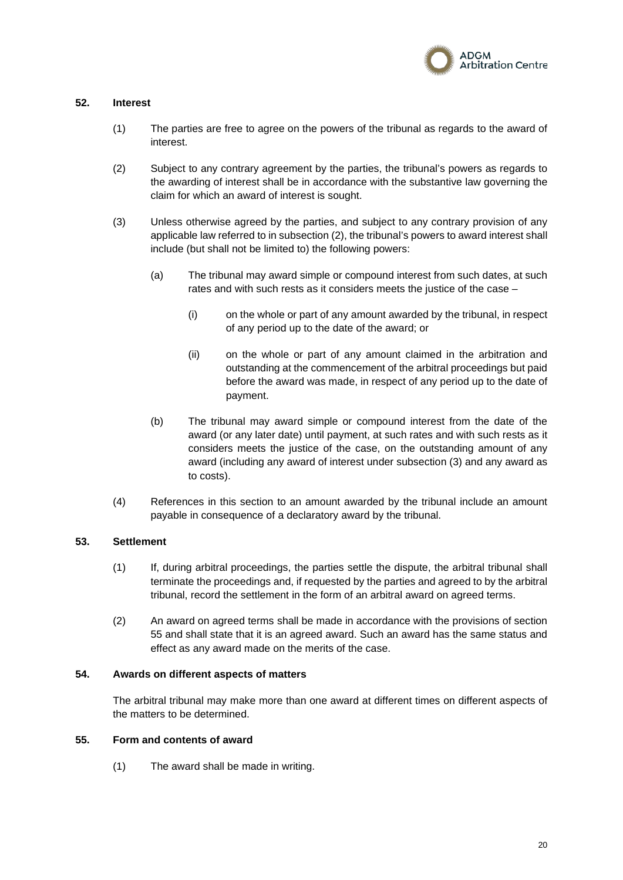### 52. Interest

(1) The parties are free to agree on the powers of the tribunal as regards to the award of interest.

(2) Subject to any contrary agreement by the parties, the tribunal's powers as regards to the awarding of interest shall be in accordance with the substantive law governing the claim for which an award of interest is sought.

(3) Unless otherwise agreed by the parties, and subject to any contrary provision of any applicable law referred to in subsection (2), the tribunal's powers to award interest shall include (but shall not be limited to) the following powers:

(a) The tribunal may award simple or compound interest from such dates, at such rates and with such rests as it considers meets the justice of the case –

(i) on the whole or part of any amount awarded by the tribunal, in respect of any period up to the date of the award; or

(ii) on the whole or part of any amount claimed in the arbitration and outstanding at the commencement of the arbitral proceedings but paid before the award was made, in respect of any period up to the date of payment.

(b) The tribunal may award simple or compound interest from the date of the award (or any later date) until payment, at such rates and with such rests as it considers meets the justice of the case, on the outstanding amount of any award (including any award of interest under subsection (3) and any award as to costs).

(4) References in this section to an amount awarded by the tribunal include an amount payable in consequence of a declaratory award by the tribunal.

### 53. Settlement

(1) If, during arbitral proceedings, the parties settle the dispute, the arbitral tribunal shall terminate the proceedings and, if requested by the parties and agreed to by the arbitral tribunal, record the settlement in the form of an arbitral award on agreed terms.

(2) An award on agreed terms shall be made in accordance with the provisions of section 55 and shall state that it is an agreed award. Such an award has the same status and effect as any award made on the merits of the case.

### 54. Awards on different aspects of matters

The arbitral tribunal may make more than one award at different times on different aspects of the matters to be determined.

### 55. Form and contents of award

(1) The award shall be made in writing.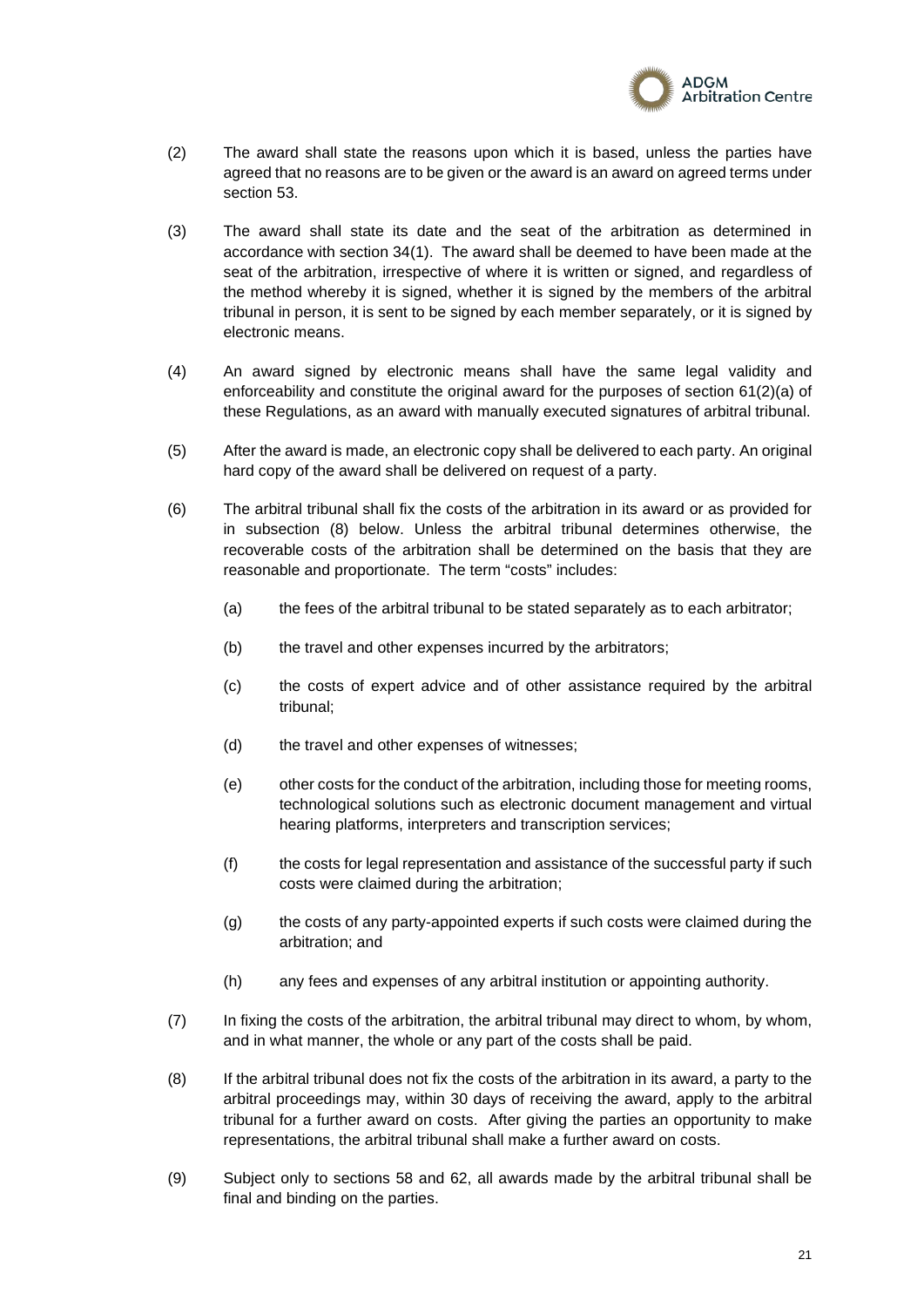(2) The award shall state the reasons upon which it is based, unless the parties have agreed that no reasons are to be given or the award is an award on agreed terms under section 53.

(3) The award shall state its date and the seat of the arbitration as determined in accordance with section 34(1). The award shall be deemed to have been made at the seat of the arbitration, irrespective of where it is written or signed, and regardless of the method whereby it is signed, whether it is signed by the members of the arbitral tribunal in person, it is sent to be signed by each member separately, or it is signed by electronic means.

(4) An award signed by electronic means shall have the same legal validity and enforceability and constitute the original award for the purposes of section 61(2)(a) of these Regulations, as an award with manually executed signatures of arbitral tribunal.

(5) After the award is made, an electronic copy shall be delivered to each party. An original hard copy of the award shall be delivered on request of a party.

(6) The arbitral tribunal shall fix the costs of the arbitration in its award or as provided for in subsection (8) below. Unless the arbitral tribunal determines otherwise, the recoverable costs of the arbitration shall be determined on the basis that they are reasonable and proportionate. The term "costs" includes:

   (a) the fees of the arbitral tribunal to be stated separately as to each arbitrator;

   (b) the travel and other expenses incurred by the arbitrators;

   (c) the costs of expert advice and of other assistance required by the arbitral tribunal;

   (d) the travel and other expenses of witnesses;

   (e) other costs for the conduct of the arbitration, including those for meeting rooms, technological solutions such as electronic document management and virtual hearing platforms, interpreters and transcription services;

   (f) the costs for legal representation and assistance of the successful party if such costs were claimed during the arbitration;

   (g) the costs of any party-appointed experts if such costs were claimed during the arbitration; and

   (h) any fees and expenses of any arbitral institution or appointing authority.

(7) In fixing the costs of the arbitration, the arbitral tribunal may direct to whom, by whom, and in what manner, the whole or any part of the costs shall be paid.

(8) If the arbitral tribunal does not fix the costs of the arbitration in its award, a party to the arbitral proceedings may, within 30 days of receiving the award, apply to the arbitral tribunal for a further award on costs. After giving the parties an opportunity to make representations, the arbitral tribunal shall make a further award on costs.

(9) Subject only to sections 58 and 62, all awards made by the arbitral tribunal shall be final and binding on the parties.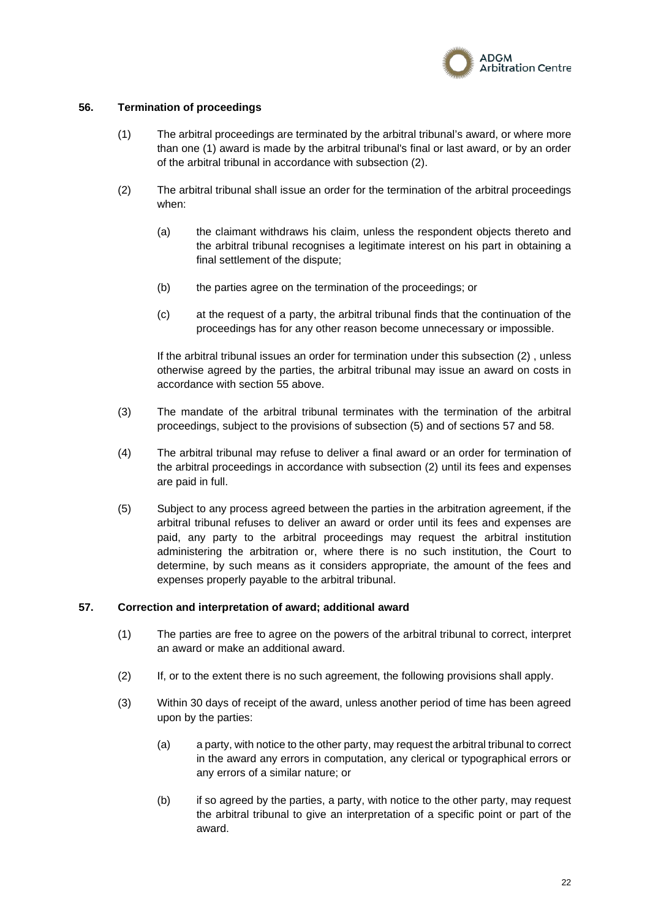### 56. Termination of proceedings

(1) The arbitral proceedings are terminated by the arbitral tribunal's award, or where more than one (1) award is made by the arbitral tribunal's final or last award, or by an order of the arbitral tribunal in accordance with subsection (2).

(2) The arbitral tribunal shall issue an order for the termination of the arbitral proceedings when:

(a) the claimant withdraws his claim, unless the respondent objects thereto and the arbitral tribunal recognises a legitimate interest on his part in obtaining a final settlement of the dispute;

(b) the parties agree on the termination of the proceedings; or

(c) at the request of a party, the arbitral tribunal finds that the continuation of the proceedings has for any other reason become unnecessary or impossible.

If the arbitral tribunal issues an order for termination under this subsection (2) , unless otherwise agreed by the parties, the arbitral tribunal may issue an award on costs in accordance with section 55 above.

(3) The mandate of the arbitral tribunal terminates with the termination of the arbitral proceedings, subject to the provisions of subsection (5) and of sections 57 and 58.

(4) The arbitral tribunal may refuse to deliver a final award or an order for termination of the arbitral proceedings in accordance with subsection (2) until its fees and expenses are paid in full.

(5) Subject to any process agreed between the parties in the arbitration agreement, if the arbitral tribunal refuses to deliver an award or order until its fees and expenses are paid, any party to the arbitral proceedings may request the arbitral institution administering the arbitration or, where there is no such institution, the Court to determine, by such means as it considers appropriate, the amount of the fees and expenses properly payable to the arbitral tribunal.

### 57. Correction and interpretation of award; additional award

(1) The parties are free to agree on the powers of the arbitral tribunal to correct, interpret an award or make an additional award.

(2) If, or to the extent there is no such agreement, the following provisions shall apply.

(3) Within 30 days of receipt of the award, unless another period of time has been agreed upon by the parties:

(a) a party, with notice to the other party, may request the arbitral tribunal to correct in the award any errors in computation, any clerical or typographical errors or any errors of a similar nature; or

(b) if so agreed by the parties, a party, with notice to the other party, may request the arbitral tribunal to give an interpretation of a specific point or part of the award.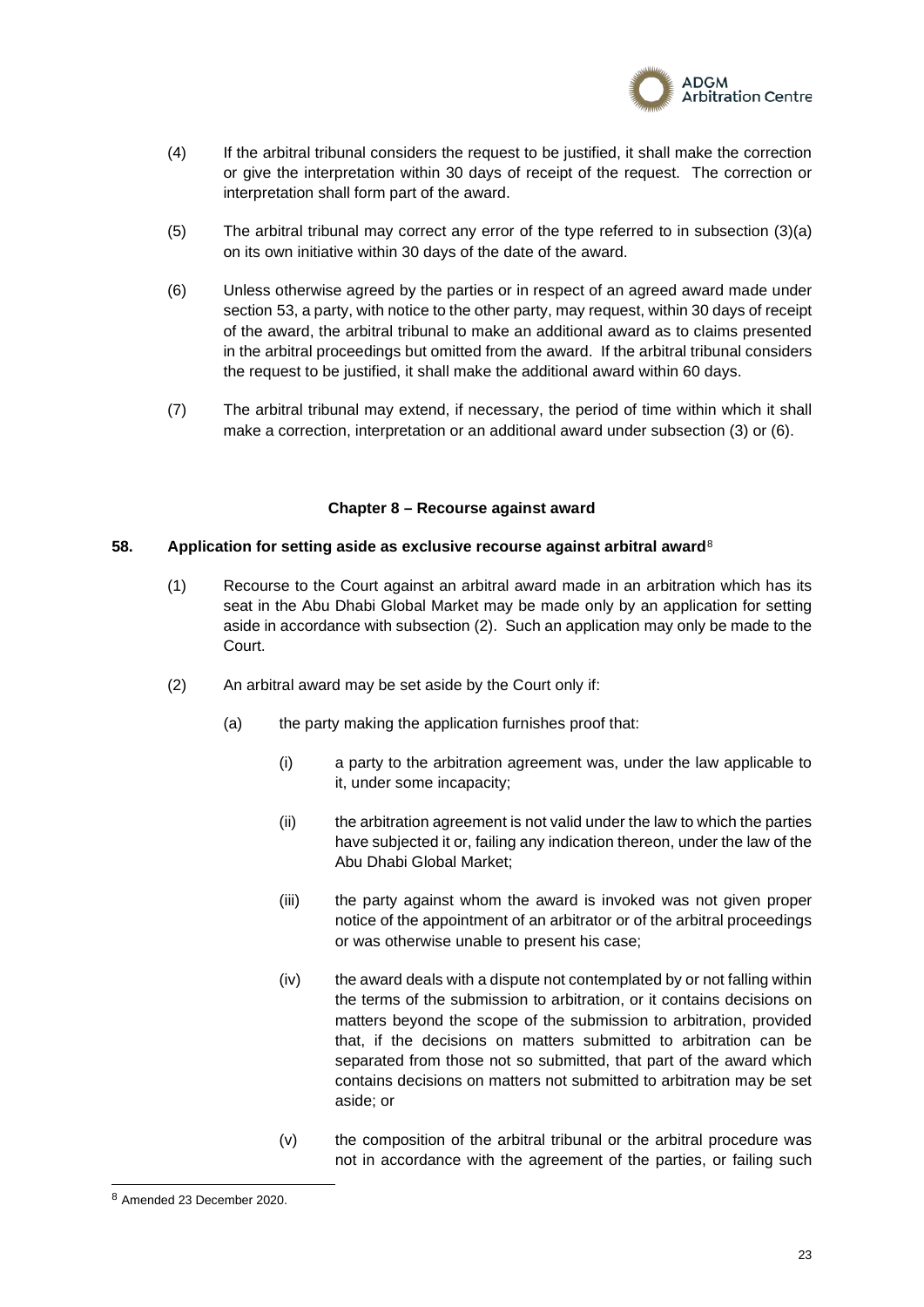(4) If the arbitral tribunal considers the request to be justified, it shall make the correction or give the interpretation within 30 days of receipt of the request. The correction or interpretation shall form part of the award.

(5) The arbitral tribunal may correct any error of the type referred to in subsection (3)(a) on its own initiative within 30 days of the date of the award.

(6) Unless otherwise agreed by the parties or in respect of an agreed award made under section 53, a party, with notice to the other party, may request, within 30 days of receipt of the award, the arbitral tribunal to make an additional award as to claims presented in the arbitral proceedings but omitted from the award. If the arbitral tribunal considers the request to be justified, it shall make the additional award within 60 days.

(7) The arbitral tribunal may extend, if necessary, the period of time within which it shall make a correction, interpretation or an additional award under subsection (3) or (6).

## Chapter 8 – Recourse against award

### 58. Application for setting aside as exclusive recourse against arbitral award[8]

(1) Recourse to the Court against an arbitral award made in an arbitration which has its seat in the Abu Dhabi Global Market may be made only by an application for setting aside in accordance with subsection (2). Such an application may only be made to the Court.

(2) An arbitral award may be set aside by the Court only if:

(a) the party making the application furnishes proof that:

(i) a party to the arbitration agreement was, under the law applicable to it, under some incapacity;

(ii) the arbitration agreement is not valid under the law to which the parties have subjected it or, failing any indication thereon, under the law of the Abu Dhabi Global Market;

(iii) the party against whom the award is invoked was not given proper notice of the appointment of an arbitrator or of the arbitral proceedings or was otherwise unable to present his case;

(iv) the award deals with a dispute not contemplated by or not falling within the terms of the submission to arbitration, or it contains decisions on matters beyond the scope of the submission to arbitration, provided that, if the decisions on matters submitted to arbitration can be separated from those not so submitted, that part of the award which contains decisions on matters not submitted to arbitration may be set aside; or

(v) the composition of the arbitral tribunal or the arbitral procedure was not in accordance with the agreement of the parties, or failing such

[8] Amended 23 December 2020.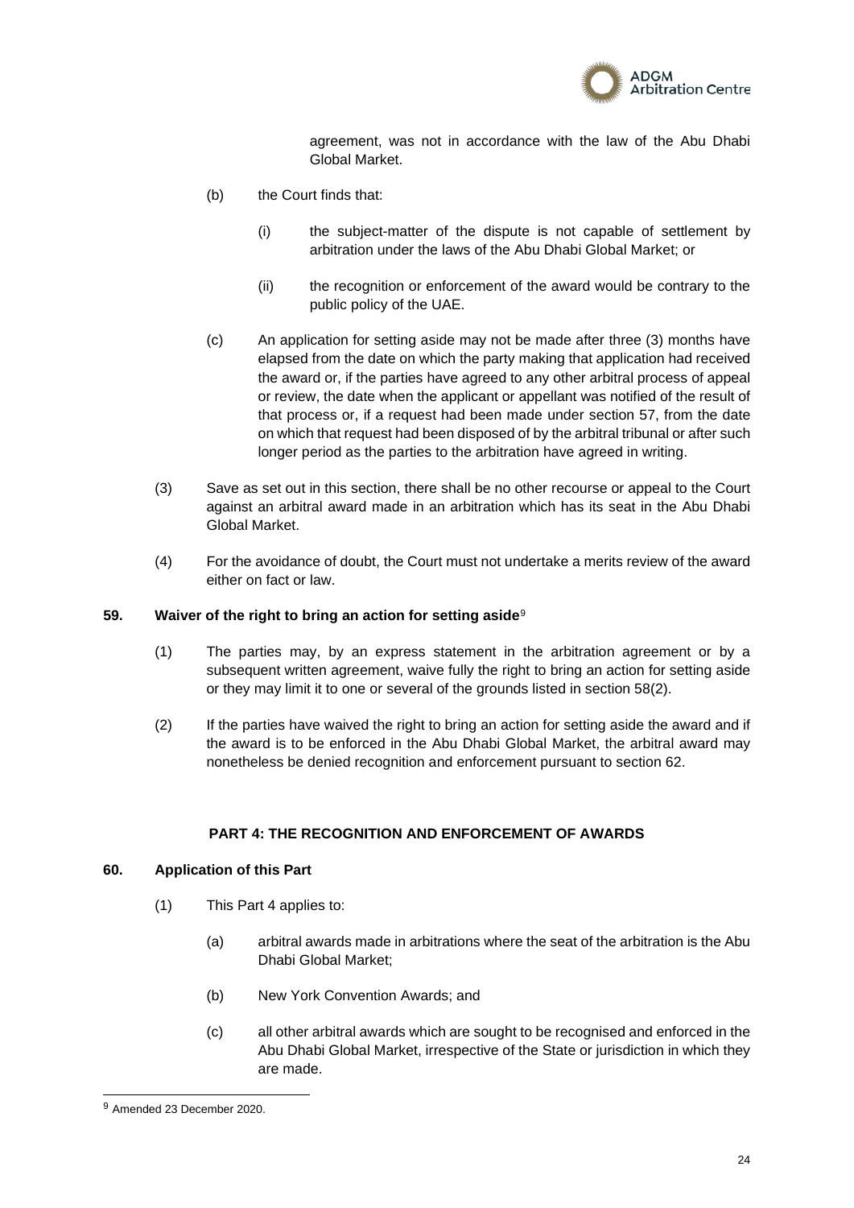agreement, was not in accordance with the law of the Abu Dhabi Global Market.

(b) the Court finds that:

(i) the subject-matter of the dispute is not capable of settlement by arbitration under the laws of the Abu Dhabi Global Market; or

(ii) the recognition or enforcement of the award would be contrary to the public policy of the UAE.

(c) An application for setting aside may not be made after three (3) months have elapsed from the date on which the party making that application had received the award or, if the parties have agreed to any other arbitral process of appeal or review, the date when the applicant or appellant was notified of the result of that process or, if a request had been made under section 57, from the date on which that request had been disposed of by the arbitral tribunal or after such longer period as the parties to the arbitration have agreed in writing.

(3) Save as set out in this section, there shall be no other recourse or appeal to the Court against an arbitral award made in an arbitration which has its seat in the Abu Dhabi Global Market.

(4) For the avoidance of doubt, the Court must not undertake a merits review of the award either on fact or law.

**59. Waiver of the right to bring an action for setting aside**[9]

(1) The parties may, by an express statement in the arbitration agreement or by a subsequent written agreement, waive fully the right to bring an action for setting aside or they may limit it to one or several of the grounds listed in section 58(2).

(2) If the parties have waived the right to bring an action for setting aside the award and if the award is to be enforced in the Abu Dhabi Global Market, the arbitral award may nonetheless be denied recognition and enforcement pursuant to section 62.

## PART 4: THE RECOGNITION AND ENFORCEMENT OF AWARDS

**60. Application of this Part**

(1) This Part 4 applies to:

(a) arbitral awards made in arbitrations where the seat of the arbitration is the Abu Dhabi Global Market;

(b) New York Convention Awards; and

(c) all other arbitral awards which are sought to be recognised and enforced in the Abu Dhabi Global Market, irrespective of the State or jurisdiction in which they are made.

---

[9] Amended 23 December 2020.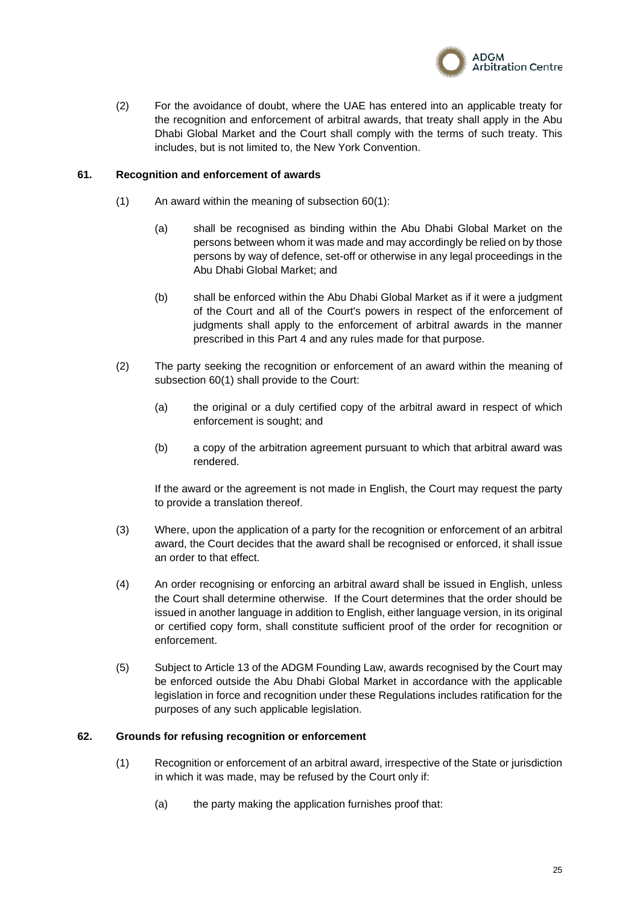(2) For the avoidance of doubt, where the UAE has entered into an applicable treaty for the recognition and enforcement of arbitral awards, that treaty shall apply in the Abu Dhabi Global Market and the Court shall comply with the terms of such treaty. This includes, but is not limited to, the New York Convention.

### 61. Recognition and enforcement of awards

(1) An award within the meaning of subsection 60(1):

(a) shall be recognised as binding within the Abu Dhabi Global Market on the persons between whom it was made and may accordingly be relied on by those persons by way of defence, set-off or otherwise in any legal proceedings in the Abu Dhabi Global Market; and

(b) shall be enforced within the Abu Dhabi Global Market as if it were a judgment of the Court and all of the Court's powers in respect of the enforcement of judgments shall apply to the enforcement of arbitral awards in the manner prescribed in this Part 4 and any rules made for that purpose.

(2) The party seeking the recognition or enforcement of an award within the meaning of subsection 60(1) shall provide to the Court:

(a) the original or a duly certified copy of the arbitral award in respect of which enforcement is sought; and

(b) a copy of the arbitration agreement pursuant to which that arbitral award was rendered.

If the award or the agreement is not made in English, the Court may request the party to provide a translation thereof.

(3) Where, upon the application of a party for the recognition or enforcement of an arbitral award, the Court decides that the award shall be recognised or enforced, it shall issue an order to that effect.

(4) An order recognising or enforcing an arbitral award shall be issued in English, unless the Court shall determine otherwise. If the Court determines that the order should be issued in another language in addition to English, either language version, in its original or certified copy form, shall constitute sufficient proof of the order for recognition or enforcement.

(5) Subject to Article 13 of the ADGM Founding Law, awards recognised by the Court may be enforced outside the Abu Dhabi Global Market in accordance with the applicable legislation in force and recognition under these Regulations includes ratification for the purposes of any such applicable legislation.

### 62. Grounds for refusing recognition or enforcement

(1) Recognition or enforcement of an arbitral award, irrespective of the State or jurisdiction in which it was made, may be refused by the Court only if:

(a) the party making the application furnishes proof that: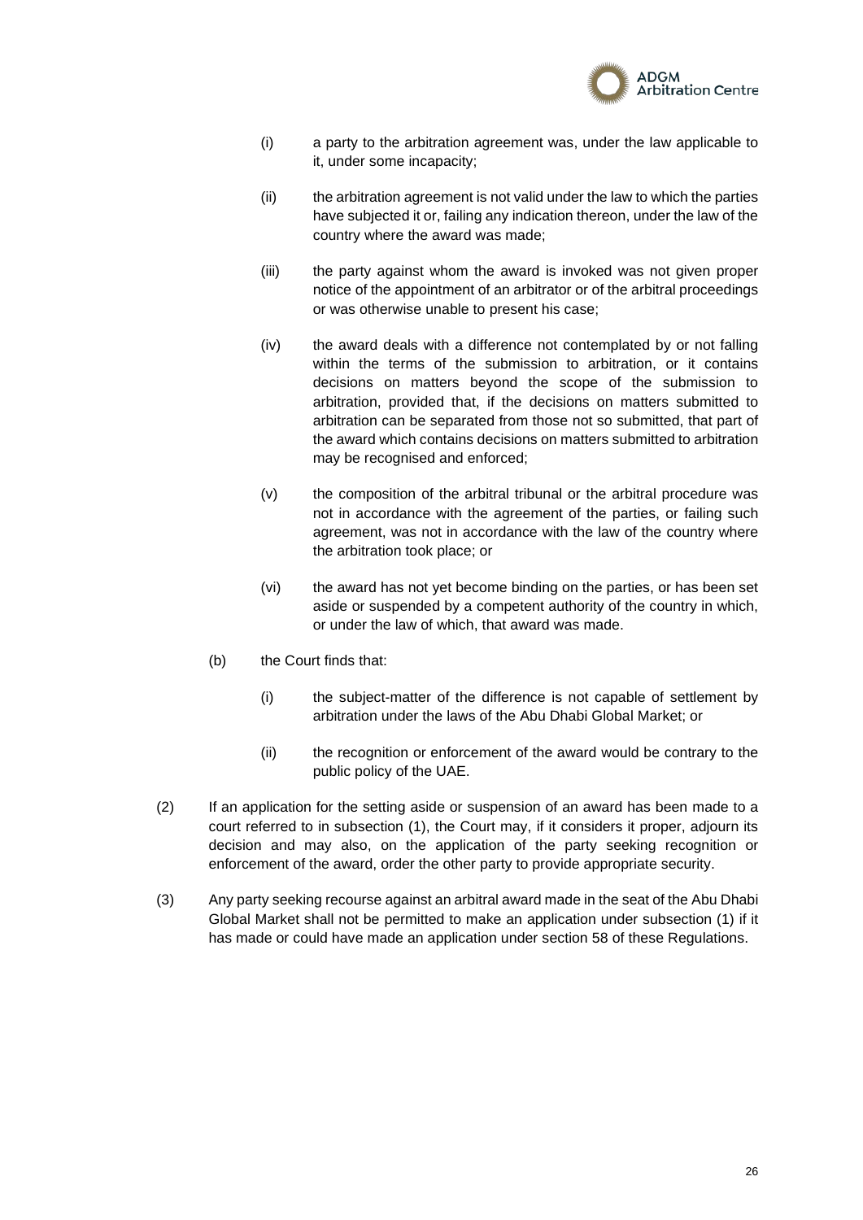(i) a party to the arbitration agreement was, under the law applicable to it, under some incapacity;

(ii) the arbitration agreement is not valid under the law to which the parties have subjected it or, failing any indication thereon, under the law of the country where the award was made;

(iii) the party against whom the award is invoked was not given proper notice of the appointment of an arbitrator or of the arbitral proceedings or was otherwise unable to present his case;

(iv) the award deals with a difference not contemplated by or not falling within the terms of the submission to arbitration, or it contains decisions on matters beyond the scope of the submission to arbitration, provided that, if the decisions on matters submitted to arbitration can be separated from those not so submitted, that part of the award which contains decisions on matters submitted to arbitration may be recognised and enforced;

(v) the composition of the arbitral tribunal or the arbitral procedure was not in accordance with the agreement of the parties, or failing such agreement, was not in accordance with the law of the country where the arbitration took place; or

(vi) the award has not yet become binding on the parties, or has been set aside or suspended by a competent authority of the country in which, or under the law of which, that award was made.

(b) the Court finds that:

(i) the subject-matter of the difference is not capable of settlement by arbitration under the laws of the Abu Dhabi Global Market; or

(ii) the recognition or enforcement of the award would be contrary to the public policy of the UAE.

(2) If an application for the setting aside or suspension of an award has been made to a court referred to in subsection (1), the Court may, if it considers it proper, adjourn its decision and may also, on the application of the party seeking recognition or enforcement of the award, order the other party to provide appropriate security.

(3) Any party seeking recourse against an arbitral award made in the seat of the Abu Dhabi Global Market shall not be permitted to make an application under subsection (1) if it has made or could have made an application under section 58 of these Regulations.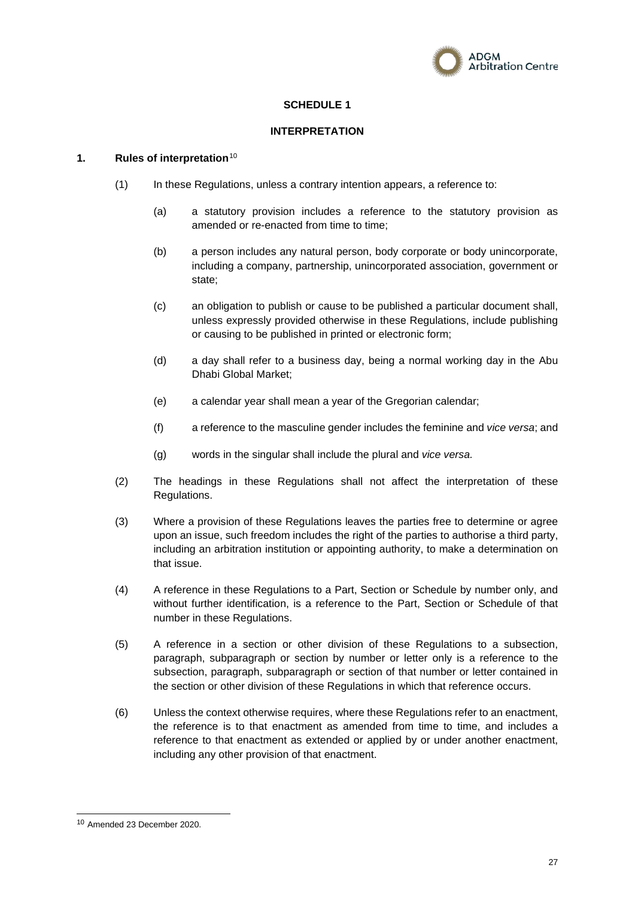## SCHEDULE 1

## INTERPRETATION

### 1. Rules of interpretation[10]

(1) In these Regulations, unless a contrary intention appears, a reference to:

(a) a statutory provision includes a reference to the statutory provision as amended or re-enacted from time to time;

(b) a person includes any natural person, body corporate or body unincorporate, including a company, partnership, unincorporated association, government or state;

(c) an obligation to publish or cause to be published a particular document shall, unless expressly provided otherwise in these Regulations, include publishing or causing to be published in printed or electronic form;

(d) a day shall refer to a business day, being a normal working day in the Abu Dhabi Global Market;

(e) a calendar year shall mean a year of the Gregorian calendar;

(f) a reference to the masculine gender includes the feminine and *vice versa*; and

(g) words in the singular shall include the plural and *vice versa.*

(2) The headings in these Regulations shall not affect the interpretation of these Regulations.

(3) Where a provision of these Regulations leaves the parties free to determine or agree upon an issue, such freedom includes the right of the parties to authorise a third party, including an arbitration institution or appointing authority, to make a determination on that issue.

(4) A reference in these Regulations to a Part, Section or Schedule by number only, and without further identification, is a reference to the Part, Section or Schedule of that number in these Regulations.

(5) A reference in a section or other division of these Regulations to a subsection, paragraph, subparagraph or section by number or letter only is a reference to the subsection, paragraph, subparagraph or section of that number or letter contained in the section or other division of these Regulations in which that reference occurs.

(6) Unless the context otherwise requires, where these Regulations refer to an enactment, the reference is to that enactment as amended from time to time, and includes a reference to that enactment as extended or applied by or under another enactment, including any other provision of that enactment.

---

[10] Amended 23 December 2020.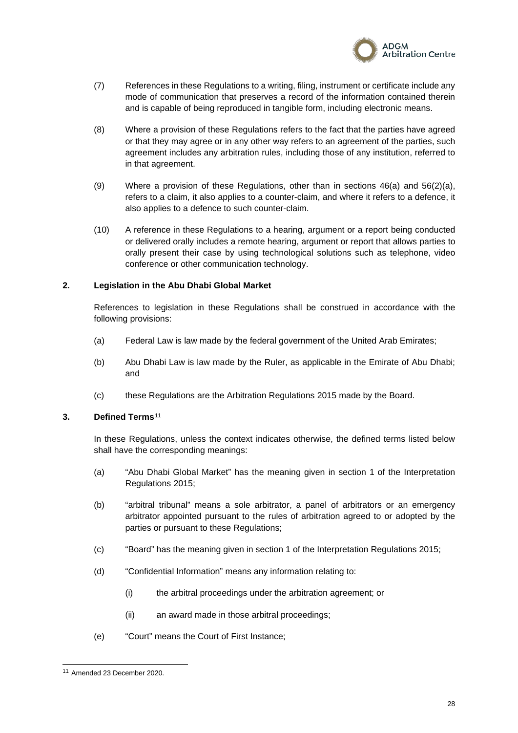(7) References in these Regulations to a writing, filing, instrument or certificate include any mode of communication that preserves a record of the information contained therein and is capable of being reproduced in tangible form, including electronic means.

(8) Where a provision of these Regulations refers to the fact that the parties have agreed or that they may agree or in any other way refers to an agreement of the parties, such agreement includes any arbitration rules, including those of any institution, referred to in that agreement.

(9) Where a provision of these Regulations, other than in sections 46(a) and 56(2)(a), refers to a claim, it also applies to a counter-claim, and where it refers to a defence, it also applies to a defence to such counter-claim.

(10) A reference in these Regulations to a hearing, argument or a report being conducted or delivered orally includes a remote hearing, argument or report that allows parties to orally present their case by using technological solutions such as telephone, video conference or other communication technology.

**2. Legislation in the Abu Dhabi Global Market**

References to legislation in these Regulations shall be construed in accordance with the following provisions:

(a) Federal Law is law made by the federal government of the United Arab Emirates;

(b) Abu Dhabi Law is law made by the Ruler, as applicable in the Emirate of Abu Dhabi; and

(c) these Regulations are the Arbitration Regulations 2015 made by the Board.

**3. Defined Terms**[11]

In these Regulations, unless the context indicates otherwise, the defined terms listed below shall have the corresponding meanings:

(a) "Abu Dhabi Global Market" has the meaning given in section 1 of the Interpretation Regulations 2015;

(b) "arbitral tribunal" means a sole arbitrator, a panel of arbitrators or an emergency arbitrator appointed pursuant to the rules of arbitration agreed to or adopted by the parties or pursuant to these Regulations;

(c) "Board" has the meaning given in section 1 of the Interpretation Regulations 2015;

(d) "Confidential Information" means any information relating to:

(i) the arbitral proceedings under the arbitration agreement; or

(ii) an award made in those arbitral proceedings;

(e) "Court" means the Court of First Instance;

---

[11] Amended 23 December 2020.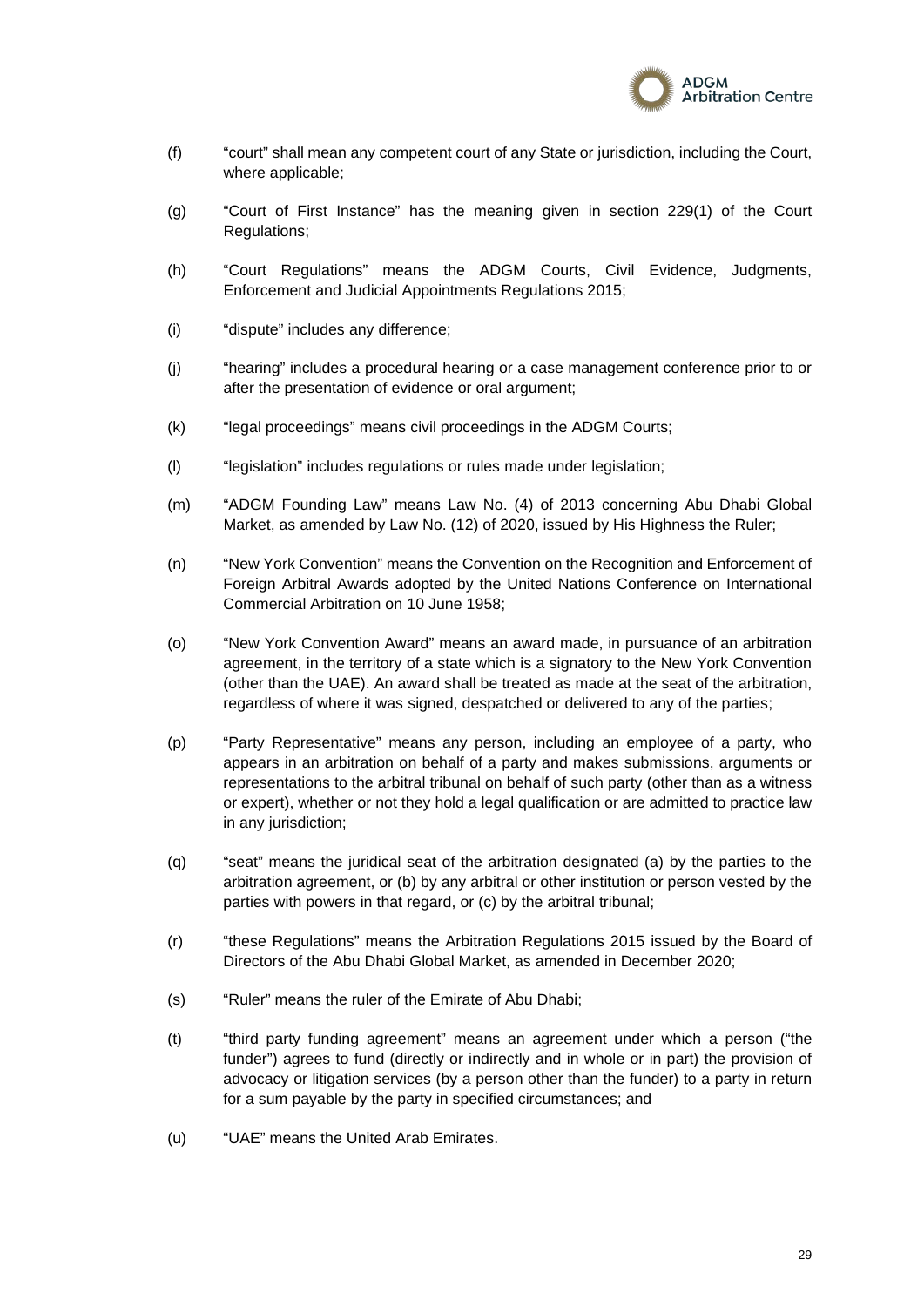(f) "court" shall mean any competent court of any State or jurisdiction, including the Court, where applicable;

(g) "Court of First Instance" has the meaning given in section 229(1) of the Court Regulations;

(h) "Court Regulations" means the ADGM Courts, Civil Evidence, Judgments, Enforcement and Judicial Appointments Regulations 2015;

(i) "dispute" includes any difference;

(j) "hearing" includes a procedural hearing or a case management conference prior to or after the presentation of evidence or oral argument;

(k) "legal proceedings" means civil proceedings in the ADGM Courts;

(l) "legislation" includes regulations or rules made under legislation;

(m) "ADGM Founding Law" means Law No. (4) of 2013 concerning Abu Dhabi Global Market, as amended by Law No. (12) of 2020, issued by His Highness the Ruler;

(n) "New York Convention" means the Convention on the Recognition and Enforcement of Foreign Arbitral Awards adopted by the United Nations Conference on International Commercial Arbitration on 10 June 1958;

(o) "New York Convention Award" means an award made, in pursuance of an arbitration agreement, in the territory of a state which is a signatory to the New York Convention (other than the UAE). An award shall be treated as made at the seat of the arbitration, regardless of where it was signed, despatched or delivered to any of the parties;

(p) "Party Representative" means any person, including an employee of a party, who appears in an arbitration on behalf of a party and makes submissions, arguments or representations to the arbitral tribunal on behalf of such party (other than as a witness or expert), whether or not they hold a legal qualification or are admitted to practice law in any jurisdiction;

(q) "seat" means the juridical seat of the arbitration designated (a) by the parties to the arbitration agreement, or (b) by any arbitral or other institution or person vested by the parties with powers in that regard, or (c) by the arbitral tribunal;

(r) "these Regulations" means the Arbitration Regulations 2015 issued by the Board of Directors of the Abu Dhabi Global Market, as amended in December 2020;

(s) "Ruler" means the ruler of the Emirate of Abu Dhabi;

(t) "third party funding agreement" means an agreement under which a person ("the funder") agrees to fund (directly or indirectly and in whole or in part) the provision of advocacy or litigation services (by a person other than the funder) to a party in return for a sum payable by the party in specified circumstances; and

(u) "UAE" means the United Arab Emirates.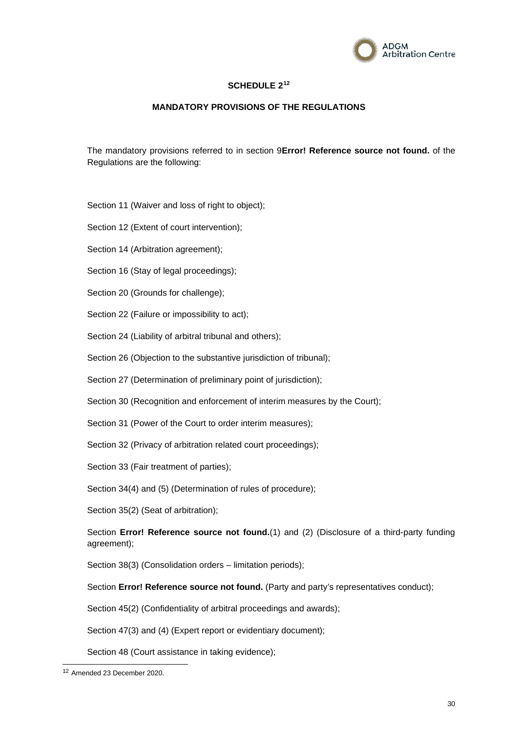## SCHEDULE 2[12]

### MANDATORY PROVISIONS OF THE REGULATIONS

The mandatory provisions referred to in section 9**Error! Reference source not found.** of the Regulations are the following:

Section 11 (Waiver and loss of right to object);

Section 12 (Extent of court intervention);

Section 14 (Arbitration agreement);

Section 16 (Stay of legal proceedings);

Section 20 (Grounds for challenge);

Section 22 (Failure or impossibility to act);

Section 24 (Liability of arbitral tribunal and others);

Section 26 (Objection to the substantive jurisdiction of tribunal);

Section 27 (Determination of preliminary point of jurisdiction);

Section 30 (Recognition and enforcement of interim measures by the Court);

Section 31 (Power of the Court to order interim measures);

Section 32 (Privacy of arbitration related court proceedings);

Section 33 (Fair treatment of parties);

Section 34(4) and (5) (Determination of rules of procedure);

Section 35(2) (Seat of arbitration);

Section **Error! Reference source not found.**(1) and (2) (Disclosure of a third-party funding agreement);

Section 38(3) (Consolidation orders – limitation periods);

Section **Error! Reference source not found.** (Party and party's representatives conduct);

Section 45(2) (Confidentiality of arbitral proceedings and awards);

Section 47(3) and (4) (Expert report or evidentiary document);

Section 48 (Court assistance in taking evidence);

---

[12] Amended 23 December 2020.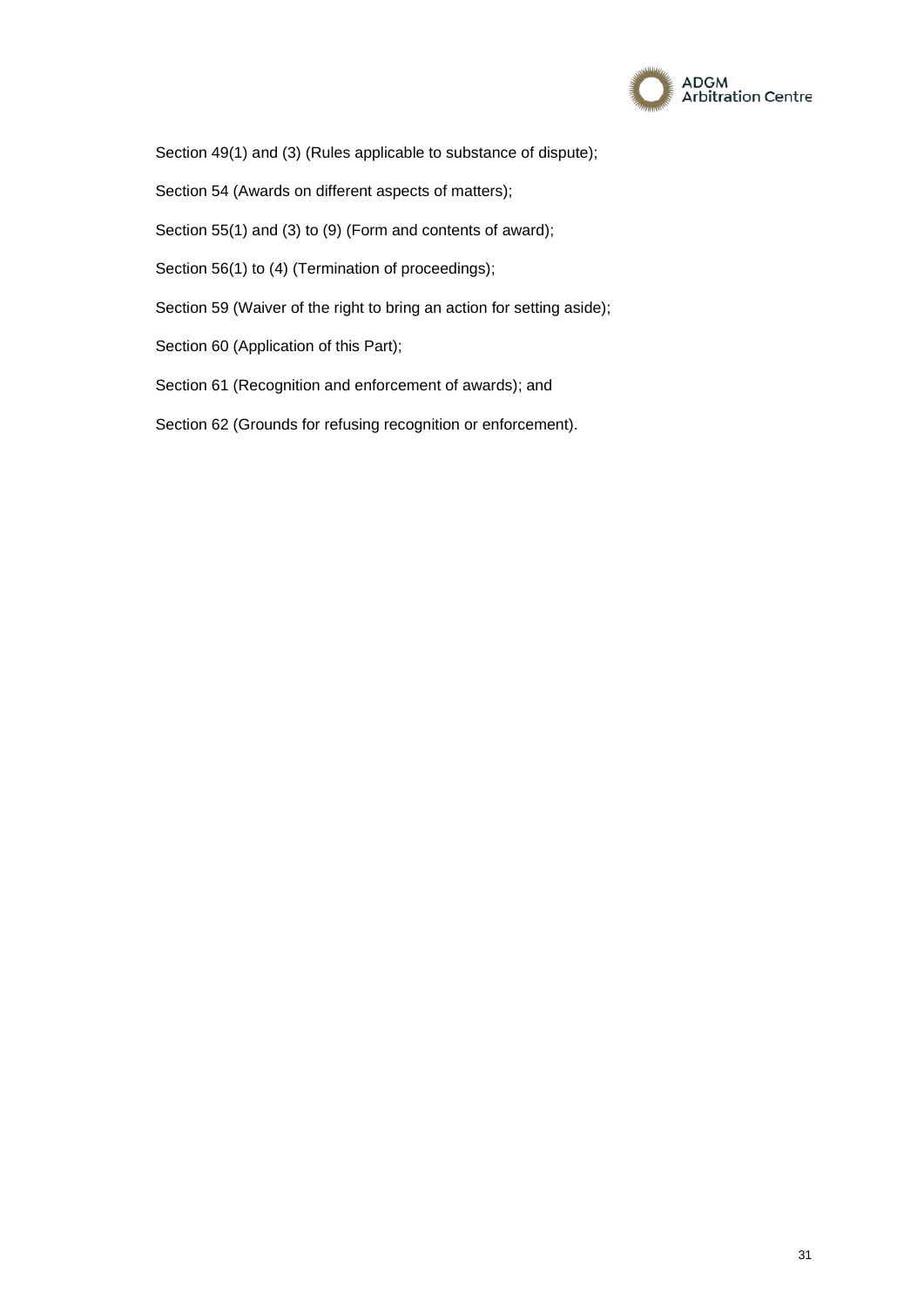Section 49(1) and (3) (Rules applicable to substance of dispute);

Section 54 (Awards on different aspects of matters);

Section 55(1) and (3) to (9) (Form and contents of award);

Section 56(1) to (4) (Termination of proceedings);

Section 59 (Waiver of the right to bring an action for setting aside);

Section 60 (Application of this Part);

Section 61 (Recognition and enforcement of awards); and

Section 62 (Grounds for refusing recognition or enforcement).